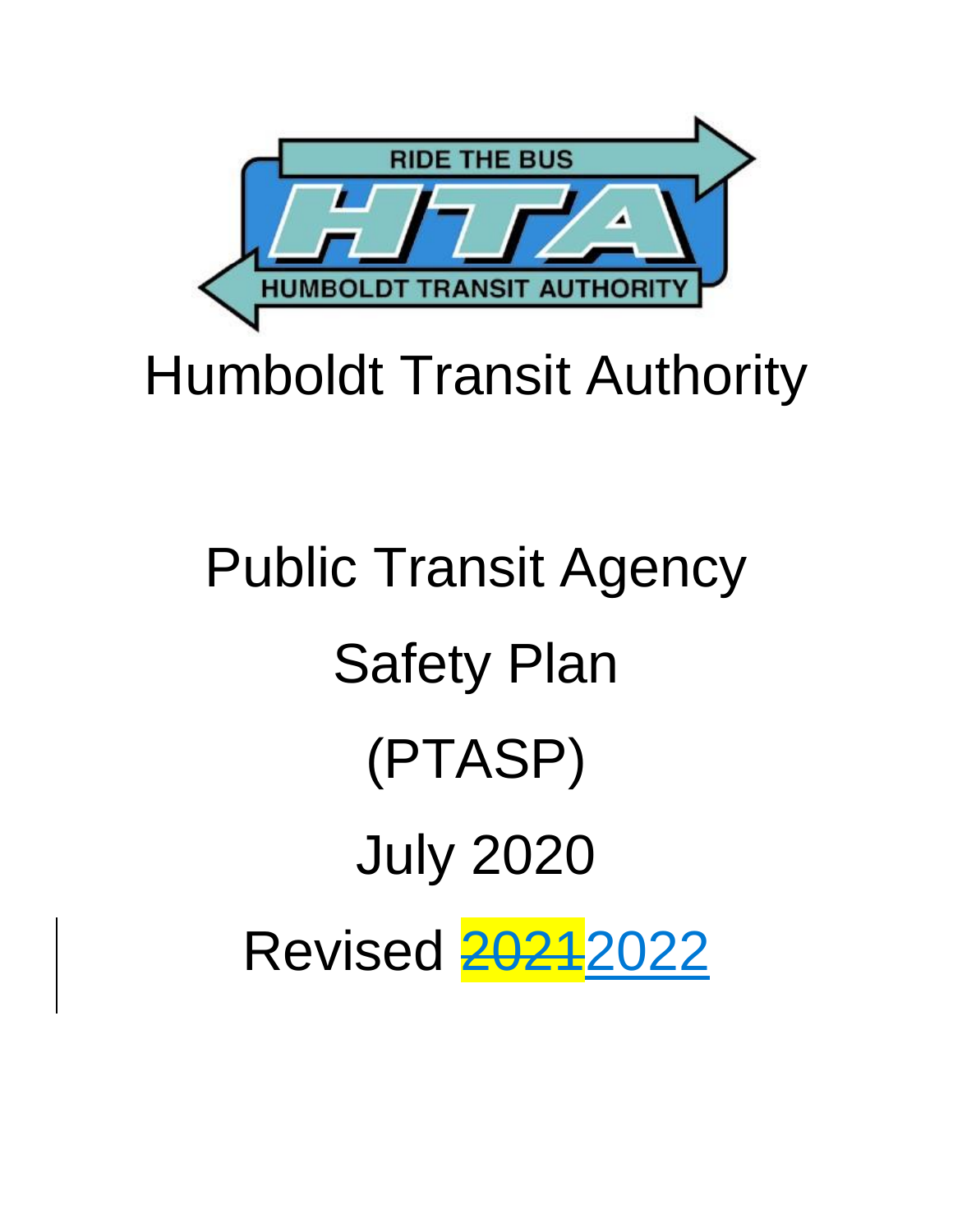RIDE THE BUS

HTA

HUMBOLDT TRANSIT AUTHORITY

# Humboldt Transit Authority

# Public Transit Agency Safety Plan (PTASP)

## July 2020

## Revised ~~2021~~ 2022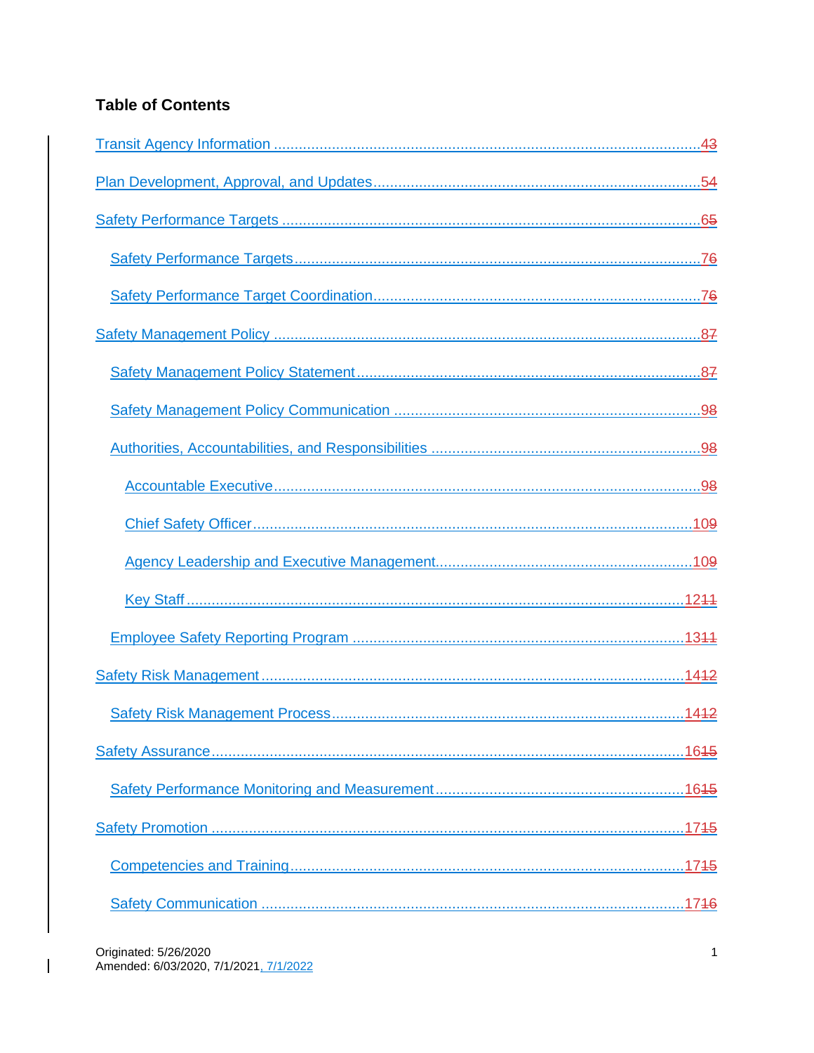## Table of Contents

- Transit Agency Information ........ 4~~3~~
- Plan Development, Approval, and Updates ........ 5~~4~~
- Safety Performance Targets ........ 6~~5~~
  - Safety Performance Targets ........ 7~~6~~
  - Safety Performance Target Coordination ........ 7~~6~~
- Safety Management Policy ........ 8~~7~~
  - Safety Management Policy Statement ........ 8~~7~~
  - Safety Management Policy Communication ........ 9~~8~~
  - Authorities, Accountabilities, and Responsibilities ........ 9~~8~~
    - Accountable Executive ........ 9~~8~~
    - Chief Safety Officer ........ 10~~9~~
    - Agency Leadership and Executive Management ........ 10~~9~~
    - Key Staff ........ 12~~11~~
  - Employee Safety Reporting Program ........ 13~~11~~
- Safety Risk Management ........ 14~~12~~
  - Safety Risk Management Process ........ 14~~12~~
- Safety Assurance ........ 16~~15~~
  - Safety Performance Monitoring and Measurement ........ 16~~15~~
- Safety Promotion ........ 17~~15~~
  - Competencies and Training ........ 17~~15~~
  - Safety Communication ........ 17~~16~~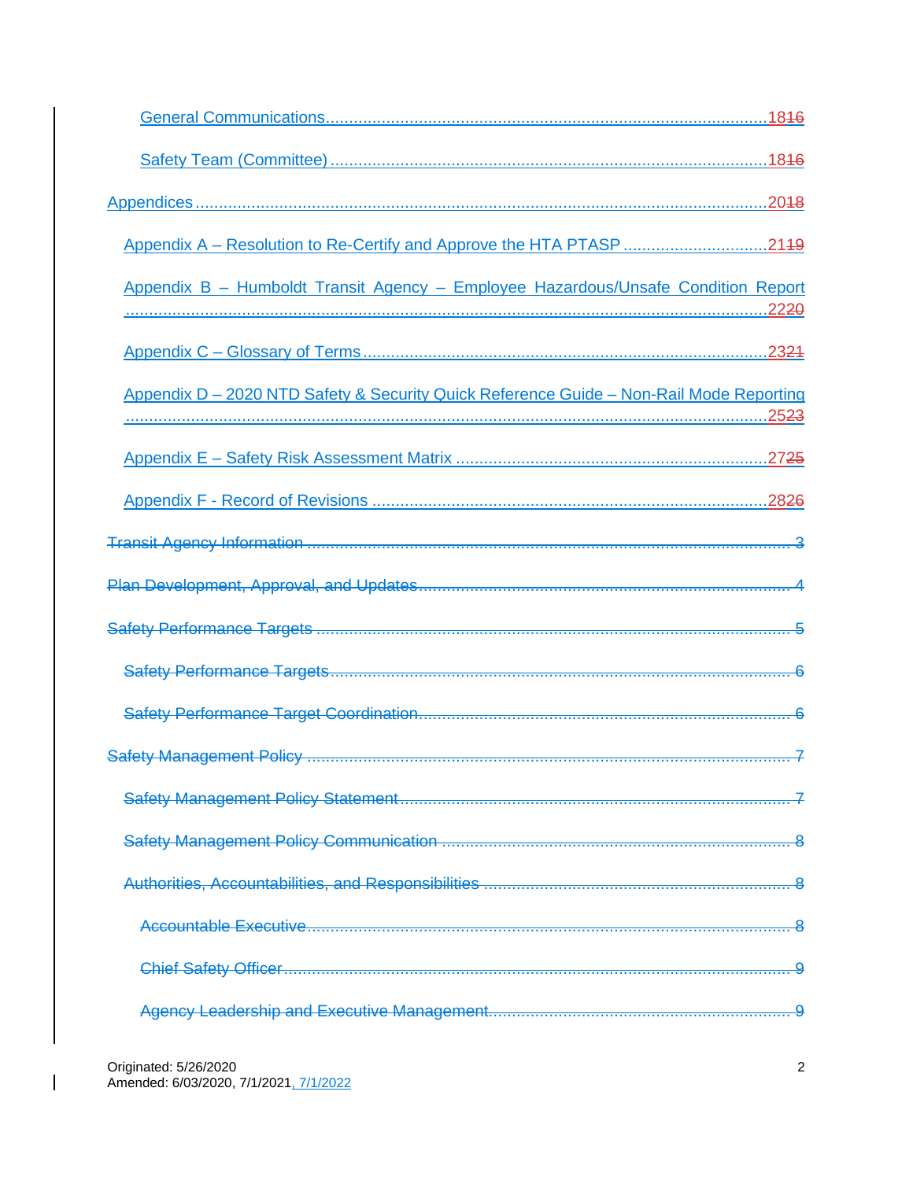General Communications ........................................................................................ 18~~16~~

Safety Team (Committee) ........................................................................................ 18~~16~~

Appendices ........................................................................................................................ 20~~18~~

Appendix A – Resolution to Re-Certify and Approve the HTA PTASP ............................... 21~~19~~

Appendix B – Humboldt Transit Agency – Employee Hazardous/Unsafe Condition Report ........................................................................................................................................ 22~~20~~

Appendix C – Glossary of Terms ........................................................................................ 23~~21~~

Appendix D – 2020 NTD Safety & Security Quick Reference Guide – Non-Rail Mode Reporting ........................................................................................................................................ 25~~23~~

Appendix E – Safety Risk Assessment Matrix ..................................................................... 27~~25~~

Appendix F - Record of Revisions ........................................................................................ 28~~26~~

~~Transit Agency Information ........................................................................................................ 3~~

~~Plan Development, Approval, and Updates ................................................................................ 4~~

~~Safety Performance Targets ........................................................................................................ 5~~

~~Safety Performance Targets ........................................................................................................ 6~~

~~Safety Performance Target Coordination .................................................................................... 6~~

~~Safety Management Policy .......................................................................................................... 7~~

~~Safety Management Policy Statement ........................................................................................ 7~~

~~Safety Management Policy Communication .............................................................................. 8~~

~~Authorities, Accountabilities, and Responsibilities ...................................................................... 8~~

~~Accountable Executive ................................................................................................................ 8~~

~~Chief Safety Officer ...................................................................................................................... 9~~

~~Agency Leadership and Executive Management ........................................................................ 9~~

Originated: 5/26/2020
Amended: 6/03/2020, 7/1/2021, 7/1/2022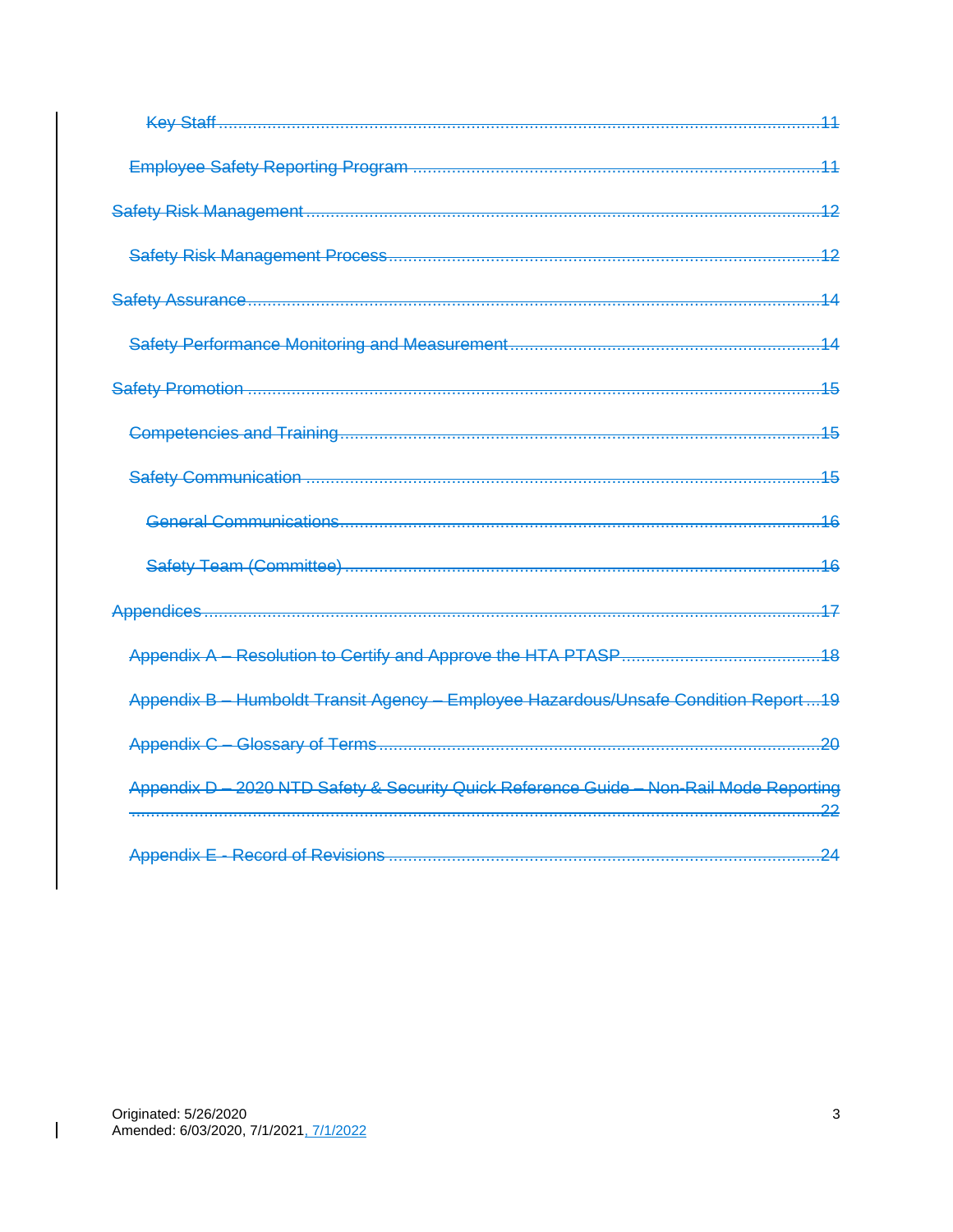Key Staff ..........................................................................................................................11

Employee Safety Reporting Program ...........................................................................11

Safety Risk Management.......................................................................................................12

Safety Risk Management Process.......................................................................................12

Safety Assurance....................................................................................................................14

Safety Performance Monitoring and Measurement...............................................................14

Safety Promotion ....................................................................................................................15

Competencies and Training..................................................................................................15

Safety Communication .........................................................................................................15

General Communications..................................................................................................16

Safety Team (Committee) ..................................................................................................16

Appendices.............................................................................................................................17

Appendix A – Resolution to Certify and Approve the HTA PTASP........................................18

Appendix B – Humboldt Transit Agency – Employee Hazardous/Unsafe Condition Report ...19

Appendix C – Glossary of Terms..........................................................................................20

Appendix D – 2020 NTD Safety & Security Quick Reference Guide – Non-Rail Mode Reporting ..............................................................................................................................................22

Appendix E - Record of Revisions .......................................................................................24

Originated: 5/26/2020
Amended: 6/03/2020, 7/1/2021, 7/1/2022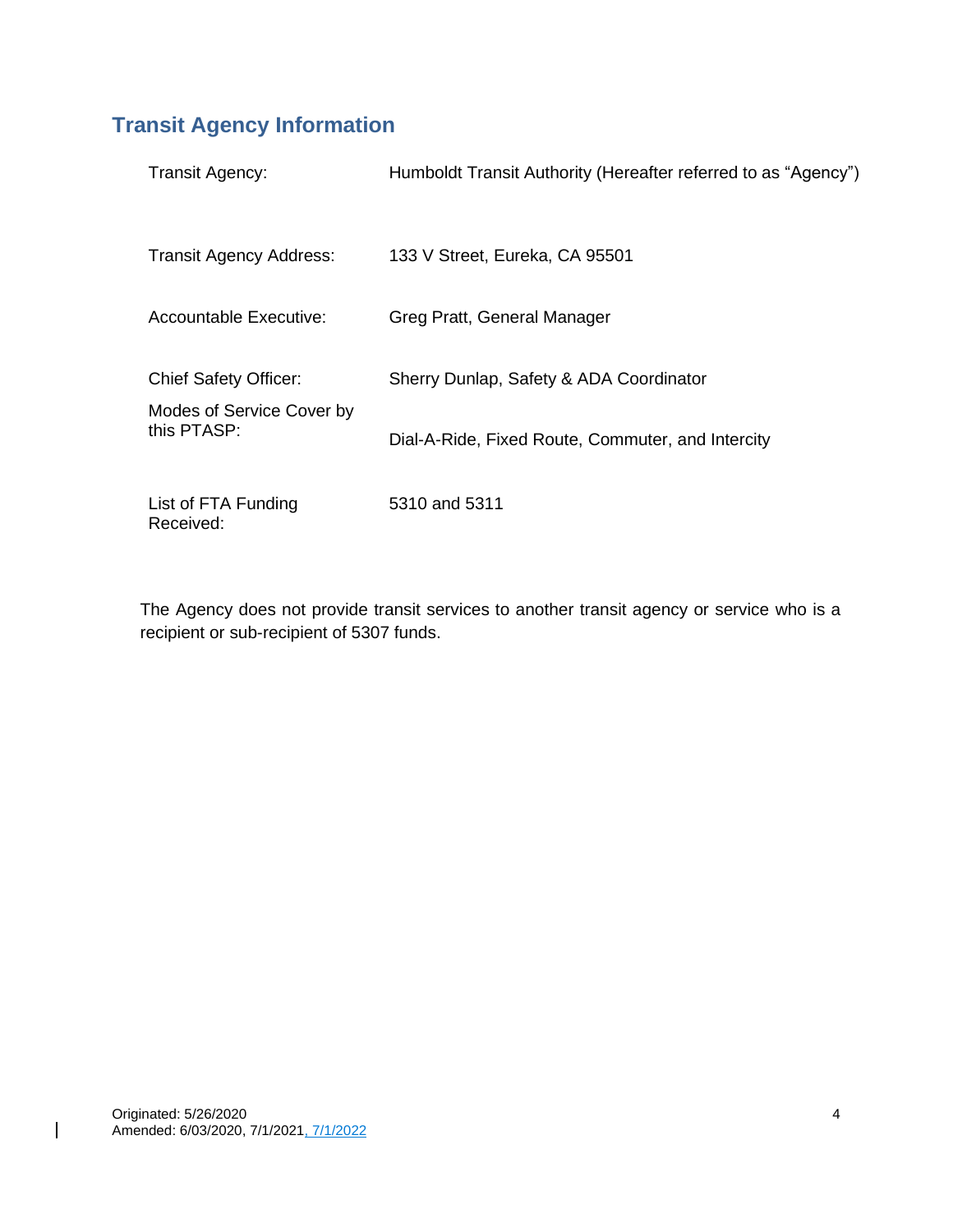## Transit Agency Information

| | |
|---|---|
| Transit Agency: | Humboldt Transit Authority (Hereafter referred to as "Agency") |
| Transit Agency Address: | 133 V Street, Eureka, CA 95501 |
| Accountable Executive: | Greg Pratt, General Manager |
| Chief Safety Officer: | Sherry Dunlap, Safety & ADA Coordinator |
| Modes of Service Cover by this PTASP: | Dial-A-Ride, Fixed Route, Commuter, and Intercity |
| List of FTA Funding Received: | 5310 and 5311 |

The Agency does not provide transit services to another transit agency or service who is a recipient or sub-recipient of 5307 funds.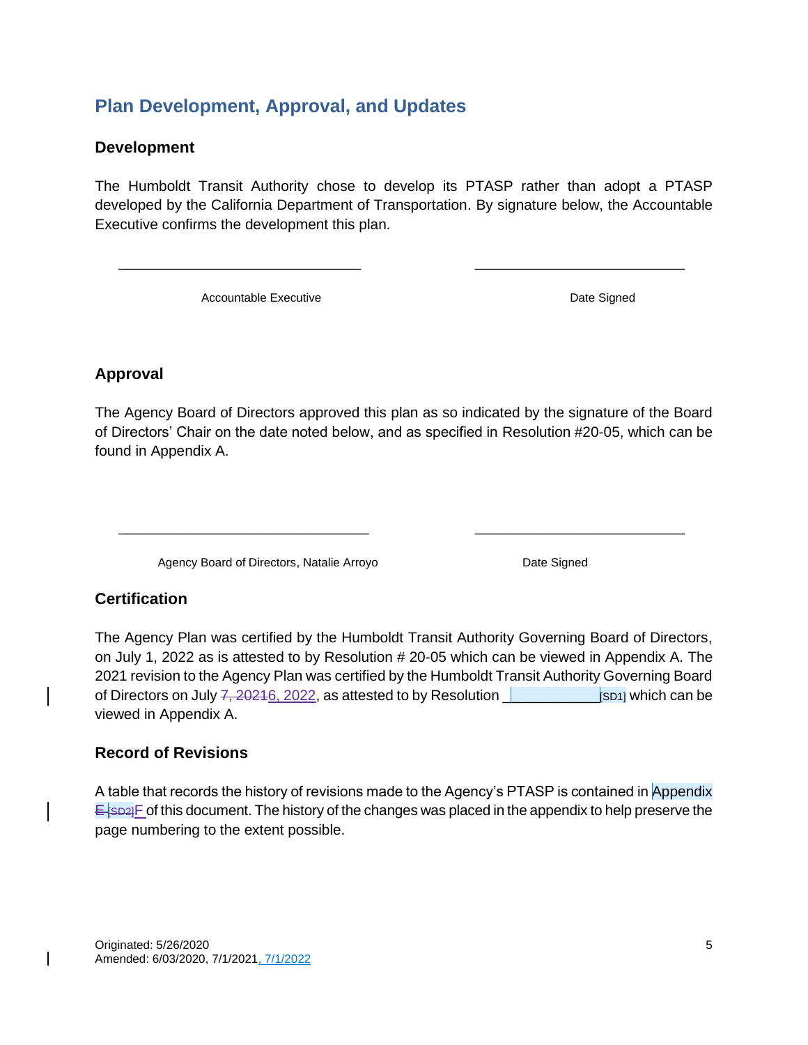## Plan Development, Approval, and Updates

### Development

The Humboldt Transit Authority chose to develop its PTASP rather than adopt a PTASP developed by the California Department of Transportation. By signature below, the Accountable Executive confirms the development this plan.

_______________________________ _______________________________

Accountable Executive Date Signed

### Approval

The Agency Board of Directors approved this plan as so indicated by the signature of the Board of Directors' Chair on the date noted below, and as specified in Resolution #20-05, which can be found in Appendix A.

_______________________________ _______________________________

Agency Board of Directors, Natalie Arroyo Date Signed

### Certification

The Agency Plan was certified by the Humboldt Transit Authority Governing Board of Directors, on July 1, 2022 as is attested to by Resolution # 20-05 which can be viewed in Appendix A. The 2021 revision to the Agency Plan was certified by the Humboldt Transit Authority Governing Board of Directors on July ~~7, 20216~~, 2022, as attested to by Resolution ____________[SD1] which can be viewed in Appendix A.

### Record of Revisions

A table that records the history of revisions made to the Agency's PTASP is contained in Appendix ~~E~~ [SD2]F of this document. The history of the changes was placed in the appendix to help preserve the page numbering to the extent possible.

Originated: 5/26/2020
Amended: 6/03/2020, 7/1/2021, 7/1/2022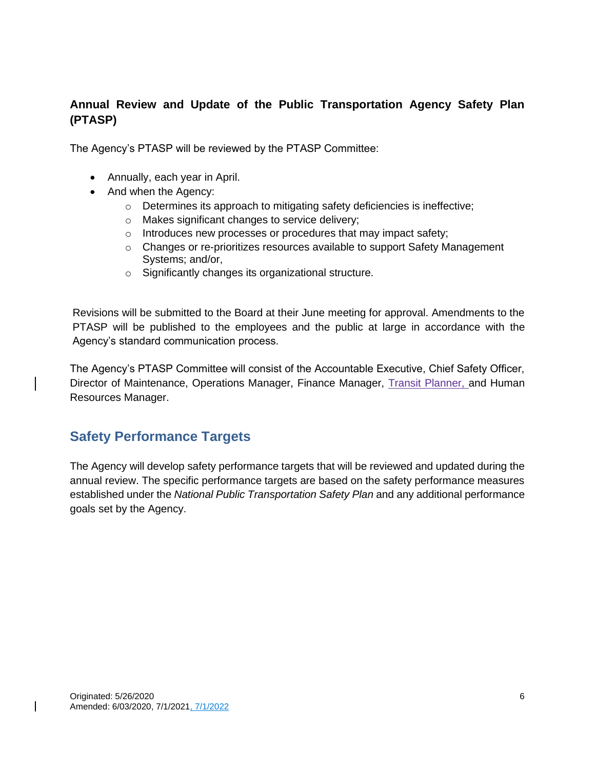**Annual Review and Update of the Public Transportation Agency Safety Plan (PTASP)**

The Agency's PTASP will be reviewed by the PTASP Committee:

- Annually, each year in April.
- And when the Agency:
  - Determines its approach to mitigating safety deficiencies is ineffective;
  - Makes significant changes to service delivery;
  - Introduces new processes or procedures that may impact safety;
  - Changes or re-prioritizes resources available to support Safety Management Systems; and/or,
  - Significantly changes its organizational structure.

Revisions will be submitted to the Board at their June meeting for approval. Amendments to the PTASP will be published to the employees and the public at large in accordance with the Agency's standard communication process.

The Agency's PTASP Committee will consist of the Accountable Executive, Chief Safety Officer, Director of Maintenance, Operations Manager, Finance Manager, Transit Planner, and Human Resources Manager.

## Safety Performance Targets

The Agency will develop safety performance targets that will be reviewed and updated during the annual review. The specific performance targets are based on the safety performance measures established under the *National Public Transportation Safety Plan* and any additional performance goals set by the Agency.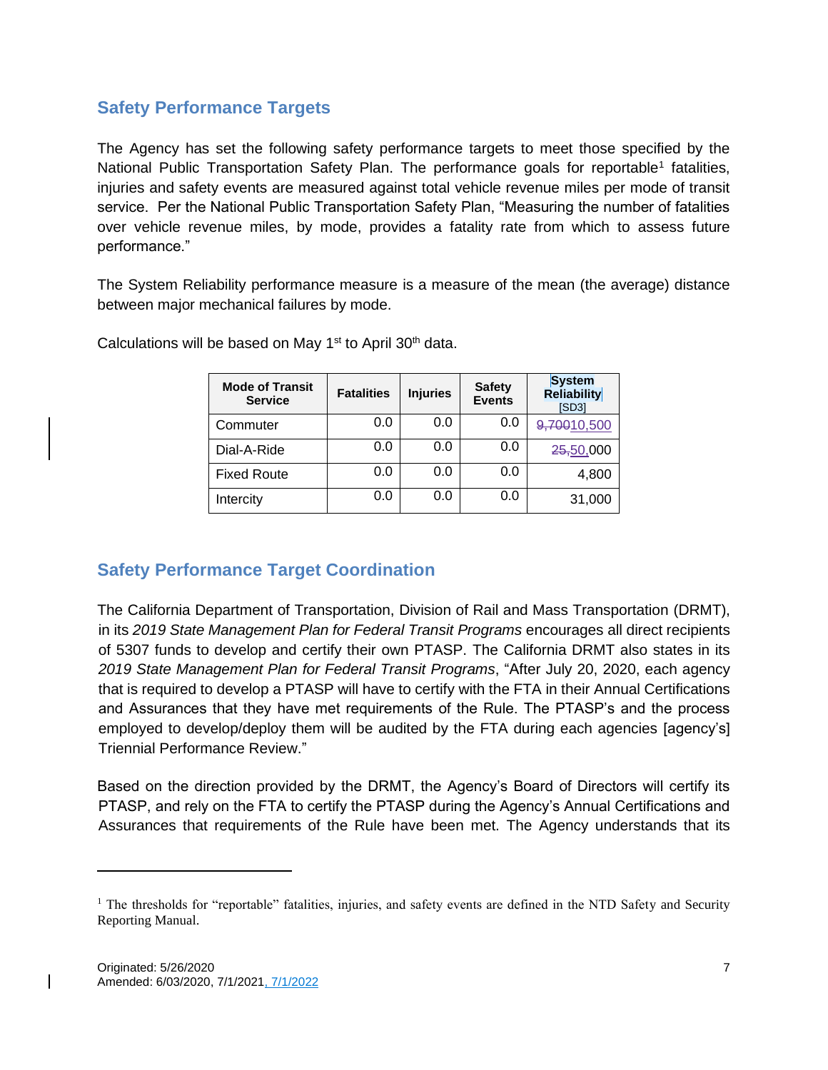## Safety Performance Targets

The Agency has set the following safety performance targets to meet those specified by the National Public Transportation Safety Plan. The performance goals for reportable[1] fatalities, injuries and safety events are measured against total vehicle revenue miles per mode of transit service. Per the National Public Transportation Safety Plan, "Measuring the number of fatalities over vehicle revenue miles, by mode, provides a fatality rate from which to assess future performance."

The System Reliability performance measure is a measure of the mean (the average) distance between major mechanical failures by mode.

Calculations will be based on May 1st to April 30th data.

| Mode of Transit Service | Fatalities | Injuries | Safety Events | System Reliability [SD3] |
|---|---|---|---|---|
| Commuter | 0.0 | 0.0 | 0.0 | ~~9,700~~10,500 |
| Dial-A-Ride | 0.0 | 0.0 | 0.0 | ~~25,~~50,000 |
| Fixed Route | 0.0 | 0.0 | 0.0 | 4,800 |
| Intercity | 0.0 | 0.0 | 0.0 | 31,000 |

## Safety Performance Target Coordination

The California Department of Transportation, Division of Rail and Mass Transportation (DRMT), in its *2019 State Management Plan for Federal Transit Programs* encourages all direct recipients of 5307 funds to develop and certify their own PTASP. The California DRMT also states in its *2019 State Management Plan for Federal Transit Programs*, "After July 20, 2020, each agency that is required to develop a PTASP will have to certify with the FTA in their Annual Certifications and Assurances that they have met requirements of the Rule. The PTASP's and the process employed to develop/deploy them will be audited by the FTA during each agencies [agency's] Triennial Performance Review."

Based on the direction provided by the DRMT, the Agency's Board of Directors will certify its PTASP, and rely on the FTA to certify the PTASP during the Agency's Annual Certifications and Assurances that requirements of the Rule have been met. The Agency understands that its

[1] The thresholds for "reportable" fatalities, injuries, and safety events are defined in the NTD Safety and Security Reporting Manual.

Originated: 5/26/2020
Amended: 6/03/2020, 7/1/2021, 7/1/2022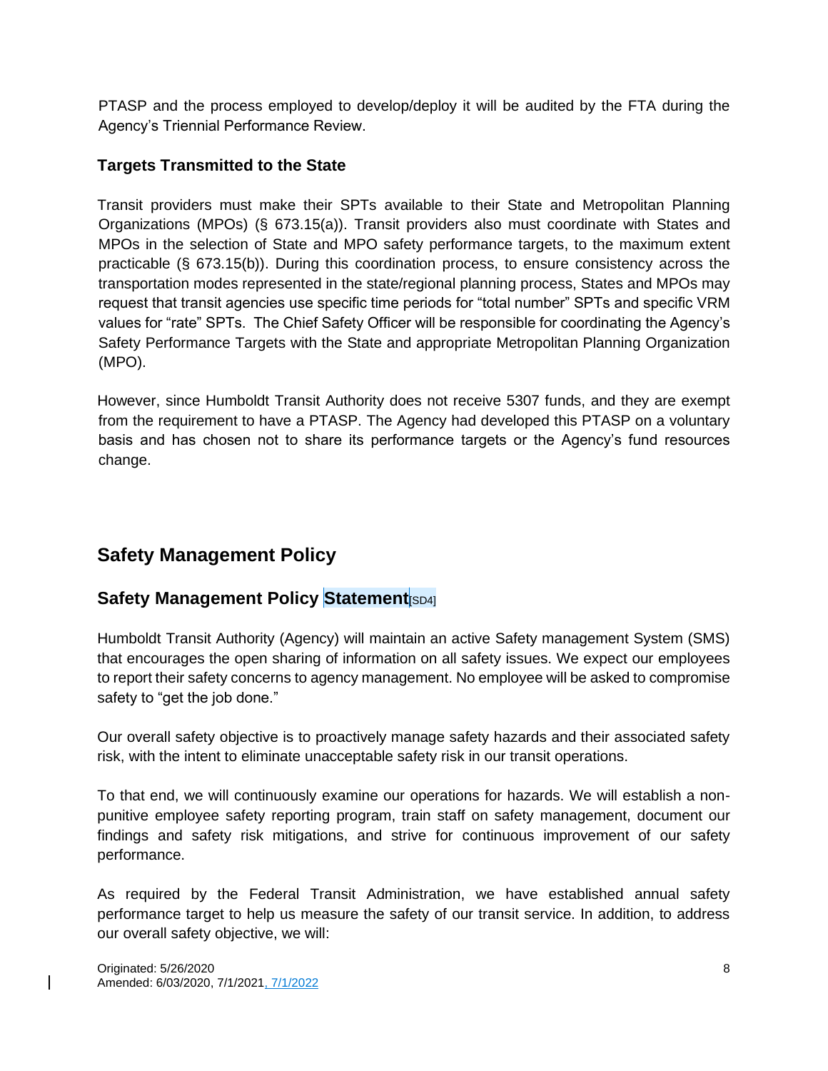PTASP and the process employed to develop/deploy it will be audited by the FTA during the Agency's Triennial Performance Review.

### Targets Transmitted to the State

Transit providers must make their SPTs available to their State and Metropolitan Planning Organizations (MPOs) (§ 673.15(a)). Transit providers also must coordinate with States and MPOs in the selection of State and MPO safety performance targets, to the maximum extent practicable (§ 673.15(b)). During this coordination process, to ensure consistency across the transportation modes represented in the state/regional planning process, States and MPOs may request that transit agencies use specific time periods for "total number" SPTs and specific VRM values for "rate" SPTs. The Chief Safety Officer will be responsible for coordinating the Agency's Safety Performance Targets with the State and appropriate Metropolitan Planning Organization (MPO).

However, since Humboldt Transit Authority does not receive 5307 funds, and they are exempt from the requirement to have a PTASP. The Agency had developed this PTASP on a voluntary basis and has chosen not to share its performance targets or the Agency's fund resources change.

## Safety Management Policy

## Safety Management Policy Statement[SD4]

Humboldt Transit Authority (Agency) will maintain an active Safety management System (SMS) that encourages the open sharing of information on all safety issues. We expect our employees to report their safety concerns to agency management. No employee will be asked to compromise safety to "get the job done."

Our overall safety objective is to proactively manage safety hazards and their associated safety risk, with the intent to eliminate unacceptable safety risk in our transit operations.

To that end, we will continuously examine our operations for hazards. We will establish a non-punitive employee safety reporting program, train staff on safety management, document our findings and safety risk mitigations, and strive for continuous improvement of our safety performance.

As required by the Federal Transit Administration, we have established annual safety performance target to help us measure the safety of our transit service. In addition, to address our overall safety objective, we will: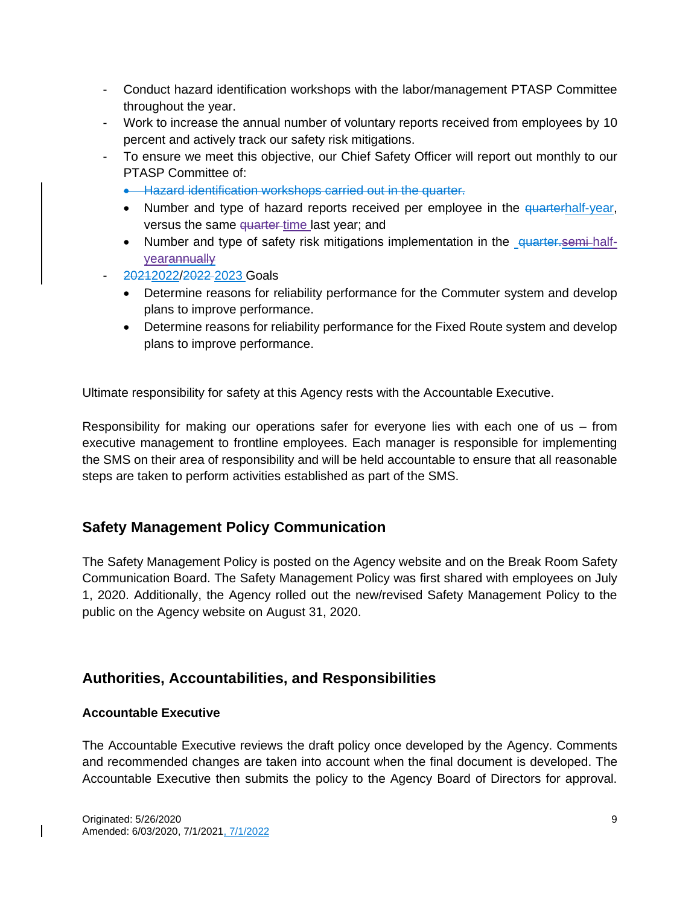- Conduct hazard identification workshops with the labor/management PTASP Committee throughout the year.
- Work to increase the annual number of voluntary reports received from employees by 10 percent and actively track our safety risk mitigations.
- To ensure we meet this objective, our Chief Safety Officer will report out monthly to our PTASP Committee of:
  - ~~Hazard identification workshops carried out in the quarter.~~
  - Number and type of hazard reports received per employee in the ~~quarter~~half-year, versus the same ~~quarter~~ time last year; and
  - Number and type of safety risk mitigations implementation in the ~~quarter.~~~~semi~~ half-year~~annually~~
- ~~2021~~2022/~~2022~~ 2023 Goals
  - Determine reasons for reliability performance for the Commuter system and develop plans to improve performance.
  - Determine reasons for reliability performance for the Fixed Route system and develop plans to improve performance.

Ultimate responsibility for safety at this Agency rests with the Accountable Executive.

Responsibility for making our operations safer for everyone lies with each one of us – from executive management to frontline employees. Each manager is responsible for implementing the SMS on their area of responsibility and will be held accountable to ensure that all reasonable steps are taken to perform activities established as part of the SMS.

## Safety Management Policy Communication

The Safety Management Policy is posted on the Agency website and on the Break Room Safety Communication Board. The Safety Management Policy was first shared with employees on July 1, 2020. Additionally, the Agency rolled out the new/revised Safety Management Policy to the public on the Agency website on August 31, 2020.

## Authorities, Accountabilities, and Responsibilities

### Accountable Executive

The Accountable Executive reviews the draft policy once developed by the Agency. Comments and recommended changes are taken into account when the final document is developed. The Accountable Executive then submits the policy to the Agency Board of Directors for approval.

Originated: 5/26/2020
Amended: 6/03/2020, 7/1/2021, 7/1/2022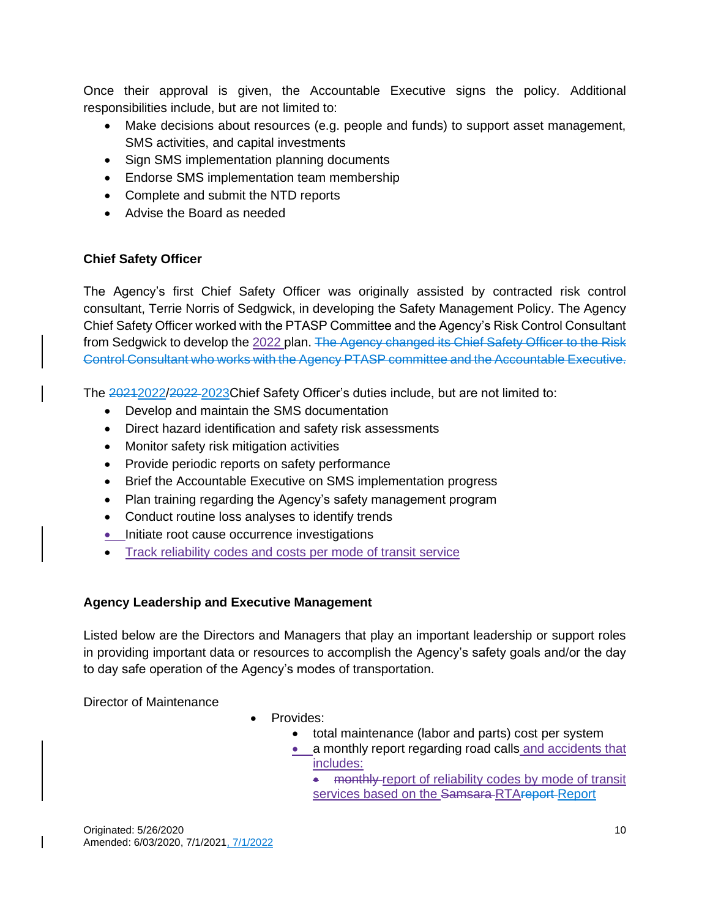Once their approval is given, the Accountable Executive signs the policy. Additional responsibilities include, but are not limited to:

- Make decisions about resources (e.g. people and funds) to support asset management, SMS activities, and capital investments
- Sign SMS implementation planning documents
- Endorse SMS implementation team membership
- Complete and submit the NTD reports
- Advise the Board as needed

**Chief Safety Officer**

The Agency's first Chief Safety Officer was originally assisted by contracted risk control consultant, Terrie Norris of Sedgwick, in developing the Safety Management Policy. The Agency Chief Safety Officer worked with the PTASP Committee and the Agency's Risk Control Consultant from Sedgwick to develop the 2022 plan. ~~The Agency changed its Chief Safety Officer to the Risk Control Consultant who works with the Agency PTASP committee and the Accountable Executive.~~

The ~~2021~~2022/~~2022~~ 2023Chief Safety Officer's duties include, but are not limited to:

- Develop and maintain the SMS documentation
- Direct hazard identification and safety risk assessments
- Monitor safety risk mitigation activities
- Provide periodic reports on safety performance
- Brief the Accountable Executive on SMS implementation progress
- Plan training regarding the Agency's safety management program
- Conduct routine loss analyses to identify trends
- Initiate root cause occurrence investigations
- Track reliability codes and costs per mode of transit service

**Agency Leadership and Executive Management**

Listed below are the Directors and Managers that play an important leadership or support roles in providing important data or resources to accomplish the Agency's safety goals and/or the day to day safe operation of the Agency's modes of transportation.

Director of Maintenance

- Provides:
  - total maintenance (labor and parts) cost per system
  - a monthly report regarding road calls and accidents that includes:
    - ~~monthly~~ report of reliability codes by mode of transit services based on the ~~Samsara~~ RTA~~report~~ Report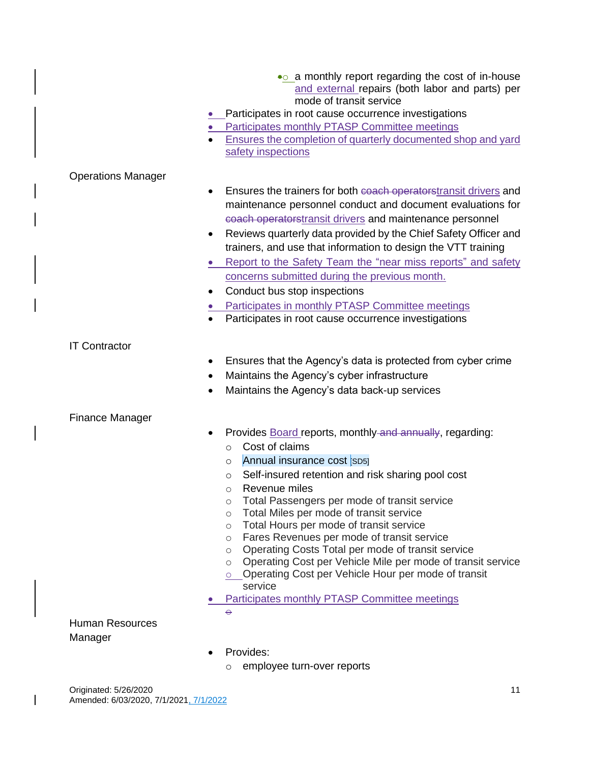- a monthly report regarding the cost of in-house and external repairs (both labor and parts) per mode of transit service
- Participates in root cause occurrence investigations
- Participates monthly PTASP Committee meetings
- Ensures the completion of quarterly documented shop and yard safety inspections

Operations Manager

- Ensures the trainers for both ~~coach operators~~transit drivers and maintenance personnel conduct and document evaluations for ~~coach operators~~transit drivers and maintenance personnel
- Reviews quarterly data provided by the Chief Safety Officer and trainers, and use that information to design the VTT training
- Report to the Safety Team the "near miss reports" and safety concerns submitted during the previous month.
- Conduct bus stop inspections
- Participates in monthly PTASP Committee meetings
- Participates in root cause occurrence investigations

IT Contractor

- Ensures that the Agency's data is protected from cyber crime
- Maintains the Agency's cyber infrastructure
- Maintains the Agency's data back-up services

Finance Manager

- Provides Board reports, monthly ~~and annually~~, regarding:
    - Cost of claims
    - Annual insurance cost [SD5]
    - Self-insured retention and risk sharing pool cost
    - Revenue miles
    - Total Passengers per mode of transit service
    - Total Miles per mode of transit service
    - Total Hours per mode of transit service
    - Fares Revenues per mode of transit service
    - Operating Costs Total per mode of transit service
    - Operating Cost per Vehicle Mile per mode of transit service
    - Operating Cost per Vehicle Hour per mode of transit service
- Participates monthly PTASP Committee meetings

Human Resources Manager

- Provides:
    - employee turn-over reports

Originated: 5/26/2020
Amended: 6/03/2020, 7/1/2021, 7/1/2022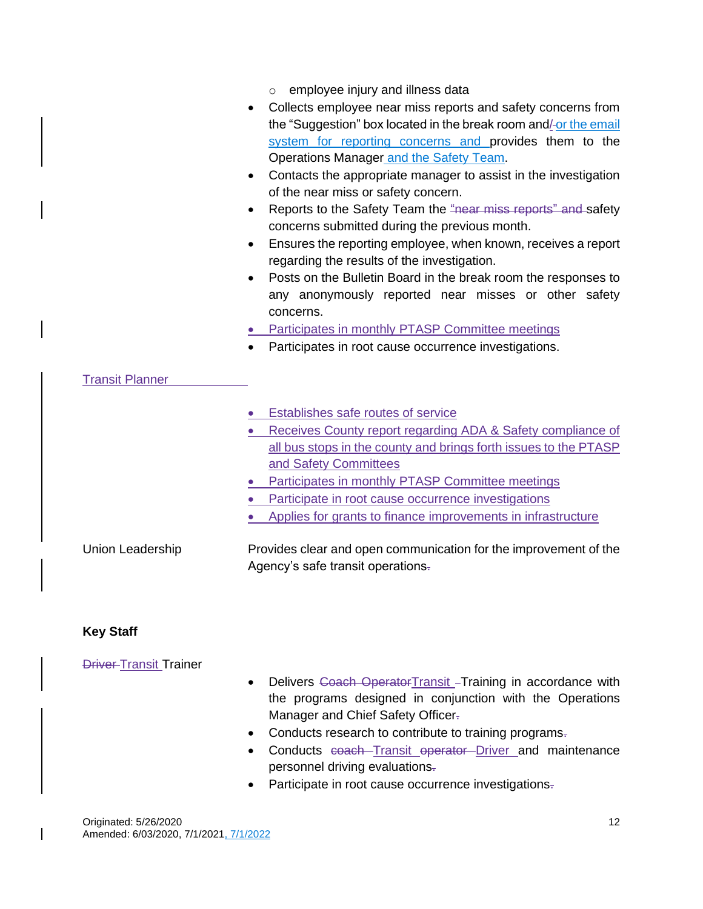- employee injury and illness data

- Collects employee near miss reports and safety concerns from the "Suggestion" box located in the break room and/ or the email system for reporting concerns and provides them to the Operations Manager and the Safety Team.
- Contacts the appropriate manager to assist in the investigation of the near miss or safety concern.
- Reports to the Safety Team the "near miss reports" and safety concerns submitted during the previous month.
- Ensures the reporting employee, when known, receives a report regarding the results of the investigation.
- Posts on the Bulletin Board in the break room the responses to any anonymously reported near misses or other safety concerns.
- Participates in monthly PTASP Committee meetings
- Participates in root cause occurrence investigations.

Transit Planner

- Establishes safe routes of service
- Receives County report regarding ADA & Safety compliance of all bus stops in the county and brings forth issues to the PTASP and Safety Committees
- Participates in monthly PTASP Committee meetings
- Participate in root cause occurrence investigations
- Applies for grants to finance improvements in infrastructure

Union Leadership

Provides clear and open communication for the improvement of the Agency's safe transit operations.

**Key Staff**

Driver Transit Trainer

- Delivers Coach Operator Transit Training in accordance with the programs designed in conjunction with the Operations Manager and Chief Safety Officer.
- Conducts research to contribute to training programs.
- Conducts coach Transit operator Driver and maintenance personnel driving evaluations.
- Participate in root cause occurrence investigations.

Originated: 5/26/2020
Amended: 6/03/2020, 7/1/2021, 7/1/2022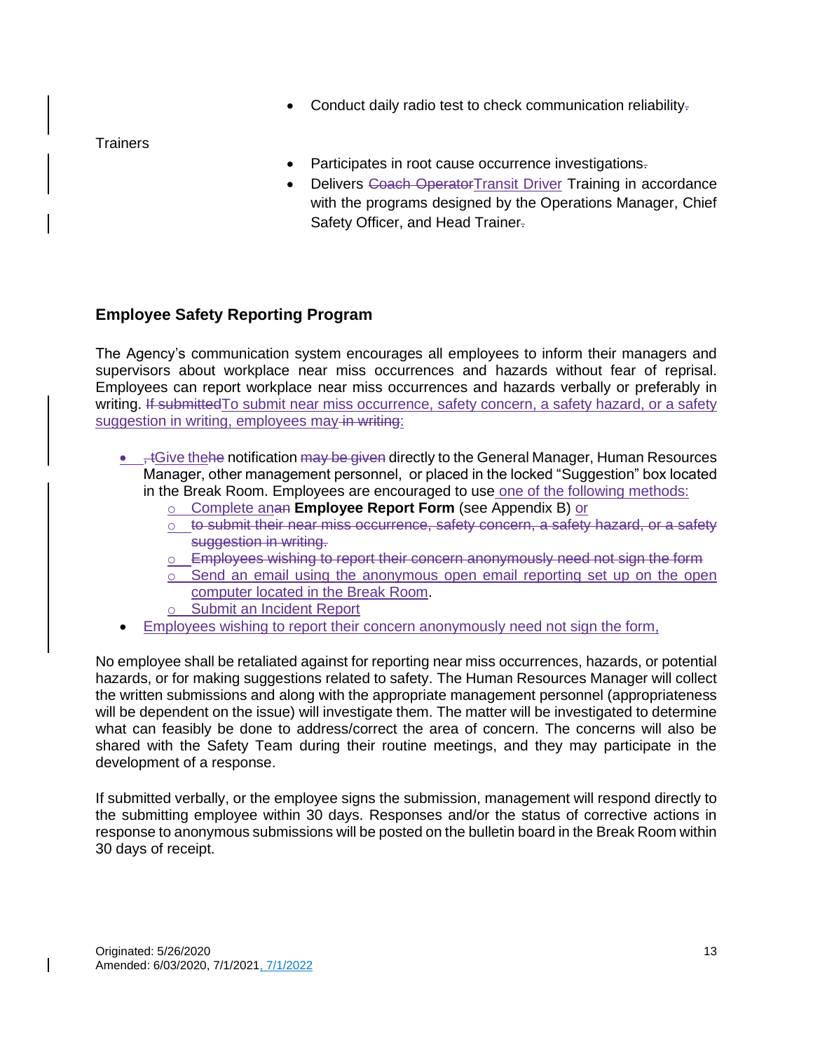- Conduct daily radio test to check communication reliability~~.~~

Trainers

- Participates in root cause occurrence investigations~~.~~
- Delivers ~~Coach Operator~~Transit Driver Training in accordance with the programs designed by the Operations Manager, Chief Safety Officer, and Head Trainer~~.~~

## Employee Safety Reporting Program

The Agency's communication system encourages all employees to inform their managers and supervisors about workplace near miss occurrences and hazards without fear of reprisal. Employees can report workplace near miss occurrences and hazards verbally or preferably in writing. ~~If submitted~~To submit near miss occurrence, safety concern, a safety hazard, or a safety suggestion in writing, employees may~~ in writing~~:

- ~~, t~~Give the~~he~~ notification ~~may be given~~ directly to the General Manager, Human Resources Manager, other management personnel, or placed in the locked "Suggestion" box located in the Break Room. Employees are encouraged to use one of the following methods:
  - Complete an~~an~~ **Employee Report Form** (see Appendix B) or
  - ~~to submit their near miss occurrence, safety concern, a safety hazard, or a safety suggestion in writing.~~
  - ~~Employees wishing to report their concern anonymously need not sign the form~~
  - Send an email using the anonymous open email reporting set up on the open computer located in the Break Room.
  - Submit an Incident Report
- Employees wishing to report their concern anonymously need not sign the form,

No employee shall be retaliated against for reporting near miss occurrences, hazards, or potential hazards, or for making suggestions related to safety. The Human Resources Manager will collect the written submissions and along with the appropriate management personnel (appropriateness will be dependent on the issue) will investigate them. The matter will be investigated to determine what can feasibly be done to address/correct the area of concern. The concerns will also be shared with the Safety Team during their routine meetings, and they may participate in the development of a response.

If submitted verbally, or the employee signs the submission, management will respond directly to the submitting employee within 30 days. Responses and/or the status of corrective actions in response to anonymous submissions will be posted on the bulletin board in the Break Room within 30 days of receipt.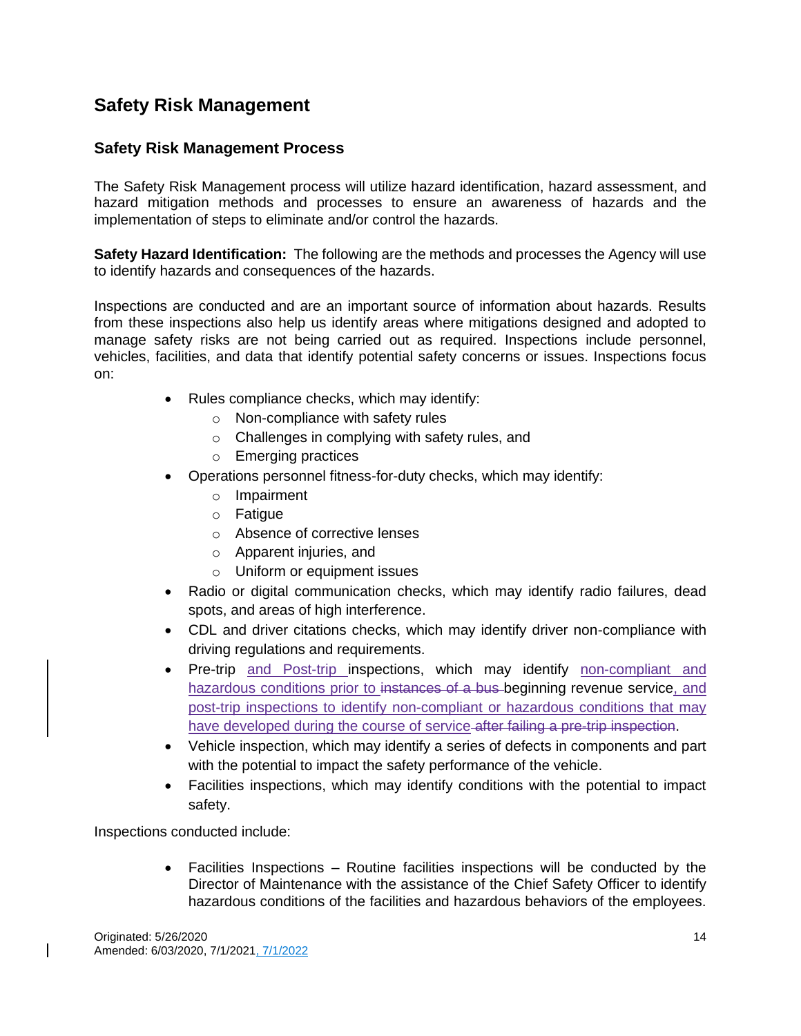# Safety Risk Management

## Safety Risk Management Process

The Safety Risk Management process will utilize hazard identification, hazard assessment, and hazard mitigation methods and processes to ensure an awareness of hazards and the implementation of steps to eliminate and/or control the hazards.

**Safety Hazard Identification:** The following are the methods and processes the Agency will use to identify hazards and consequences of the hazards.

Inspections are conducted and are an important source of information about hazards. Results from these inspections also help us identify areas where mitigations designed and adopted to manage safety risks are not being carried out as required. Inspections include personnel, vehicles, facilities, and data that identify potential safety concerns or issues. Inspections focus on:

- Rules compliance checks, which may identify:
  - Non-compliance with safety rules
  - Challenges in complying with safety rules, and
  - Emerging practices
- Operations personnel fitness-for-duty checks, which may identify:
  - Impairment
  - Fatigue
  - Absence of corrective lenses
  - Apparent injuries, and
  - Uniform or equipment issues
- Radio or digital communication checks, which may identify radio failures, dead spots, and areas of high interference.
- CDL and driver citations checks, which may identify driver non-compliance with driving regulations and requirements.
- Pre-trip and Post-trip inspections, which may identify non-compliant and hazardous conditions prior to ~~instances of a bus~~ beginning revenue service, and post-trip inspections to identify non-compliant or hazardous conditions that may have developed during the course of service ~~after failing a pre-trip inspection~~.
- Vehicle inspection, which may identify a series of defects in components and part with the potential to impact the safety performance of the vehicle.
- Facilities inspections, which may identify conditions with the potential to impact safety.

Inspections conducted include:

- Facilities Inspections – Routine facilities inspections will be conducted by the Director of Maintenance with the assistance of the Chief Safety Officer to identify hazardous conditions of the facilities and hazardous behaviors of the employees.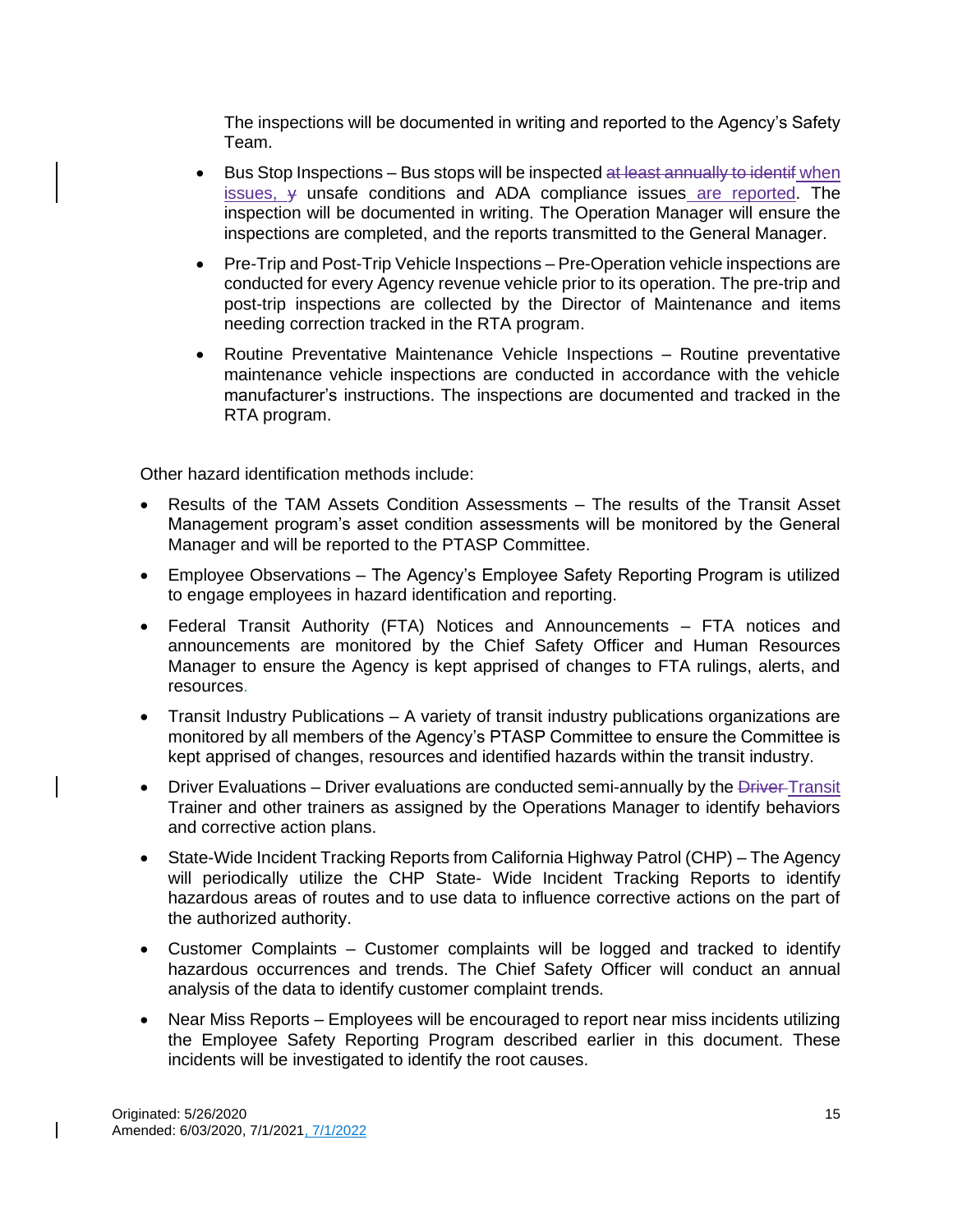The inspections will be documented in writing and reported to the Agency's Safety Team.

- Bus Stop Inspections – Bus stops will be inspected ~~at least annually to identif~~ when issues, ~~y~~ unsafe conditions and ADA compliance issues are reported. The inspection will be documented in writing. The Operation Manager will ensure the inspections are completed, and the reports transmitted to the General Manager.
- Pre-Trip and Post-Trip Vehicle Inspections – Pre-Operation vehicle inspections are conducted for every Agency revenue vehicle prior to its operation. The pre-trip and post-trip inspections are collected by the Director of Maintenance and items needing correction tracked in the RTA program.
- Routine Preventative Maintenance Vehicle Inspections – Routine preventative maintenance vehicle inspections are conducted in accordance with the vehicle manufacturer's instructions. The inspections are documented and tracked in the RTA program.

Other hazard identification methods include:

- Results of the TAM Assets Condition Assessments – The results of the Transit Asset Management program's asset condition assessments will be monitored by the General Manager and will be reported to the PTASP Committee.
- Employee Observations – The Agency's Employee Safety Reporting Program is utilized to engage employees in hazard identification and reporting.
- Federal Transit Authority (FTA) Notices and Announcements – FTA notices and announcements are monitored by the Chief Safety Officer and Human Resources Manager to ensure the Agency is kept apprised of changes to FTA rulings, alerts, and resources.
- Transit Industry Publications – A variety of transit industry publications organizations are monitored by all members of the Agency's PTASP Committee to ensure the Committee is kept apprised of changes, resources and identified hazards within the transit industry.
- Driver Evaluations – Driver evaluations are conducted semi-annually by the ~~Driver~~ Transit Trainer and other trainers as assigned by the Operations Manager to identify behaviors and corrective action plans.
- State-Wide Incident Tracking Reports from California Highway Patrol (CHP) – The Agency will periodically utilize the CHP State- Wide Incident Tracking Reports to identify hazardous areas of routes and to use data to influence corrective actions on the part of the authorized authority.
- Customer Complaints – Customer complaints will be logged and tracked to identify hazardous occurrences and trends. The Chief Safety Officer will conduct an annual analysis of the data to identify customer complaint trends.
- Near Miss Reports – Employees will be encouraged to report near miss incidents utilizing the Employee Safety Reporting Program described earlier in this document. These incidents will be investigated to identify the root causes.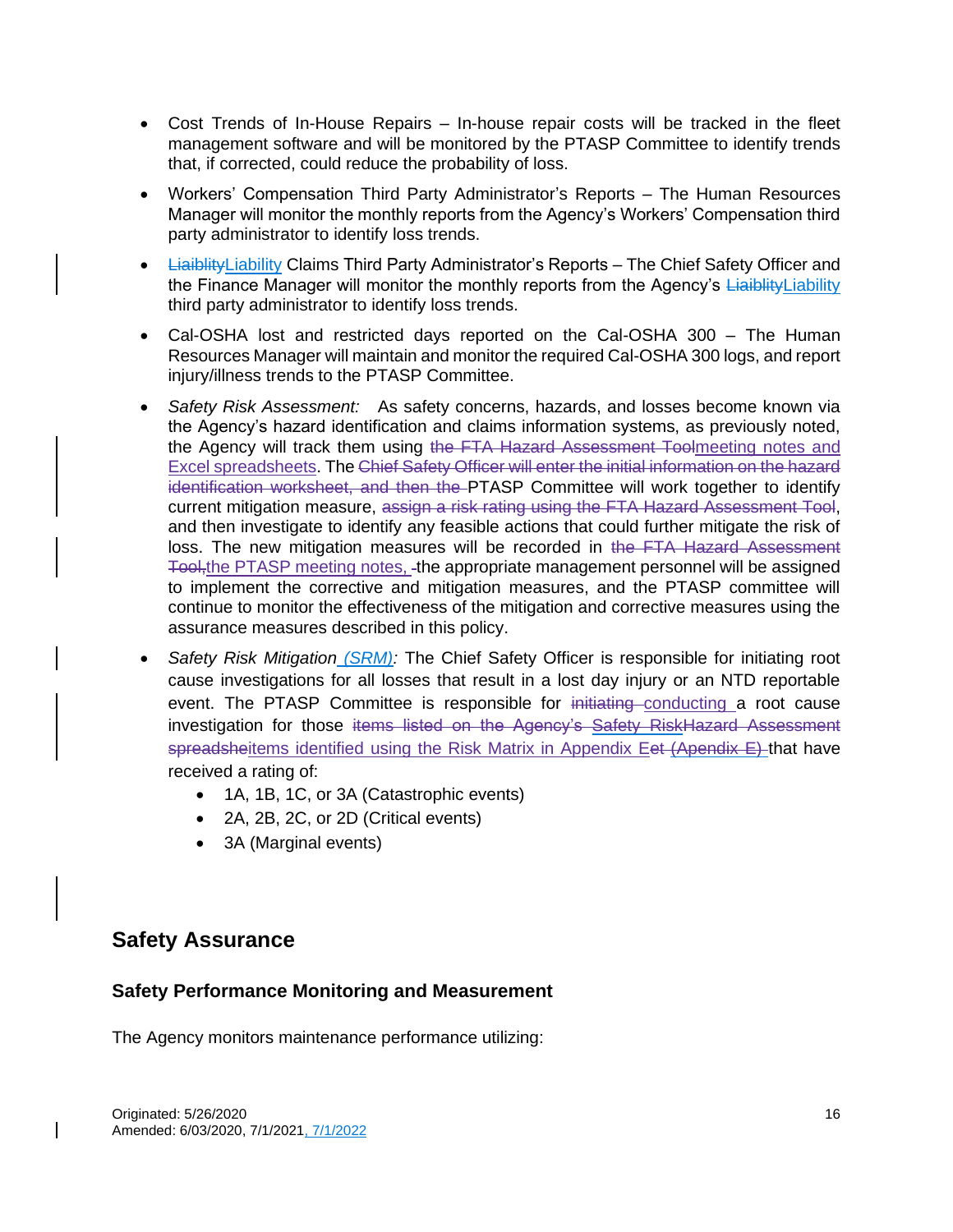- Cost Trends of In-House Repairs – In-house repair costs will be tracked in the fleet management software and will be monitored by the PTASP Committee to identify trends that, if corrected, could reduce the probability of loss.
- Workers' Compensation Third Party Administrator's Reports – The Human Resources Manager will monitor the monthly reports from the Agency's Workers' Compensation third party administrator to identify loss trends.
- ~~Liaiblity~~Liability Claims Third Party Administrator's Reports – The Chief Safety Officer and the Finance Manager will monitor the monthly reports from the Agency's ~~Liaiblity~~Liability third party administrator to identify loss trends.
- Cal-OSHA lost and restricted days reported on the Cal-OSHA 300 – The Human Resources Manager will maintain and monitor the required Cal-OSHA 300 logs, and report injury/illness trends to the PTASP Committee.
- *Safety Risk Assessment:* As safety concerns, hazards, and losses become known via the Agency's hazard identification and claims information systems, as previously noted, the Agency will track them using ~~the FTA Hazard Assessment Tool~~meeting notes and Excel spreadsheets. The ~~Chief Safety Officer will enter the initial information on the hazard identification worksheet, and then the~~ PTASP Committee will work together to identify current mitigation measure, ~~assign a risk rating using the FTA Hazard Assessment Tool~~, and then investigate to identify any feasible actions that could further mitigate the risk of loss. The new mitigation measures will be recorded in ~~the FTA Hazard Assessment Tool,~~the PTASP meeting notes, ~~-~~the appropriate management personnel will be assigned to implement the corrective and mitigation measures, and the PTASP committee will continue to monitor the effectiveness of the mitigation and corrective measures using the assurance measures described in this policy.
- *Safety Risk Mitigation (SRM):* The Chief Safety Officer is responsible for initiating root cause investigations for all losses that result in a lost day injury or an NTD reportable event. The PTASP Committee is responsible for ~~initiating~~ conducting a root cause investigation for those ~~items listed on the Agency's Safety RiskHazard Assessment spreadshe~~items identified using the Risk Matrix in Appendix E~~et (Apendix E)~~ that have received a rating of:
  - 1A, 1B, 1C, or 3A (Catastrophic events)
  - 2A, 2B, 2C, or 2D (Critical events)
  - 3A (Marginal events)

## Safety Assurance

### Safety Performance Monitoring and Measurement

The Agency monitors maintenance performance utilizing: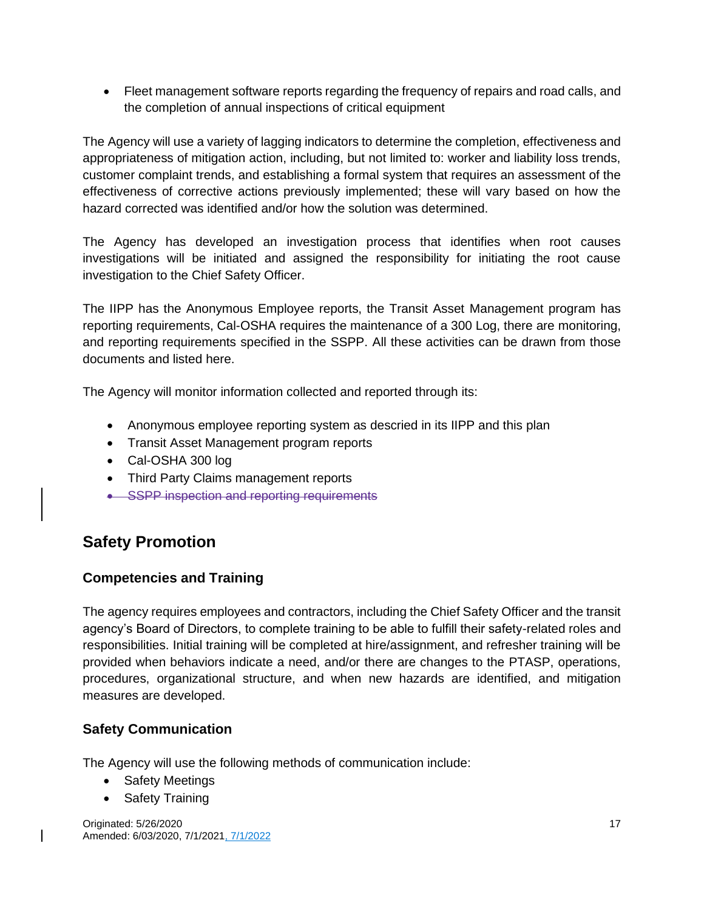- Fleet management software reports regarding the frequency of repairs and road calls, and the completion of annual inspections of critical equipment

The Agency will use a variety of lagging indicators to determine the completion, effectiveness and appropriateness of mitigation action, including, but not limited to: worker and liability loss trends, customer complaint trends, and establishing a formal system that requires an assessment of the effectiveness of corrective actions previously implemented; these will vary based on how the hazard corrected was identified and/or how the solution was determined.

The Agency has developed an investigation process that identifies when root causes investigations will be initiated and assigned the responsibility for initiating the root cause investigation to the Chief Safety Officer.

The IIPP has the Anonymous Employee reports, the Transit Asset Management program has reporting requirements, Cal-OSHA requires the maintenance of a 300 Log, there are monitoring, and reporting requirements specified in the SSPP. All these activities can be drawn from those documents and listed here.

The Agency will monitor information collected and reported through its:

- Anonymous employee reporting system as descried in its IIPP and this plan
- Transit Asset Management program reports
- Cal-OSHA 300 log
- Third Party Claims management reports
- ~~SSPP inspection and reporting requirements~~

## Safety Promotion

### Competencies and Training

The agency requires employees and contractors, including the Chief Safety Officer and the transit agency's Board of Directors, to complete training to be able to fulfill their safety-related roles and responsibilities. Initial training will be completed at hire/assignment, and refresher training will be provided when behaviors indicate a need, and/or there are changes to the PTASP, operations, procedures, organizational structure, and when new hazards are identified, and mitigation measures are developed.

### Safety Communication

The Agency will use the following methods of communication include:

- Safety Meetings
- Safety Training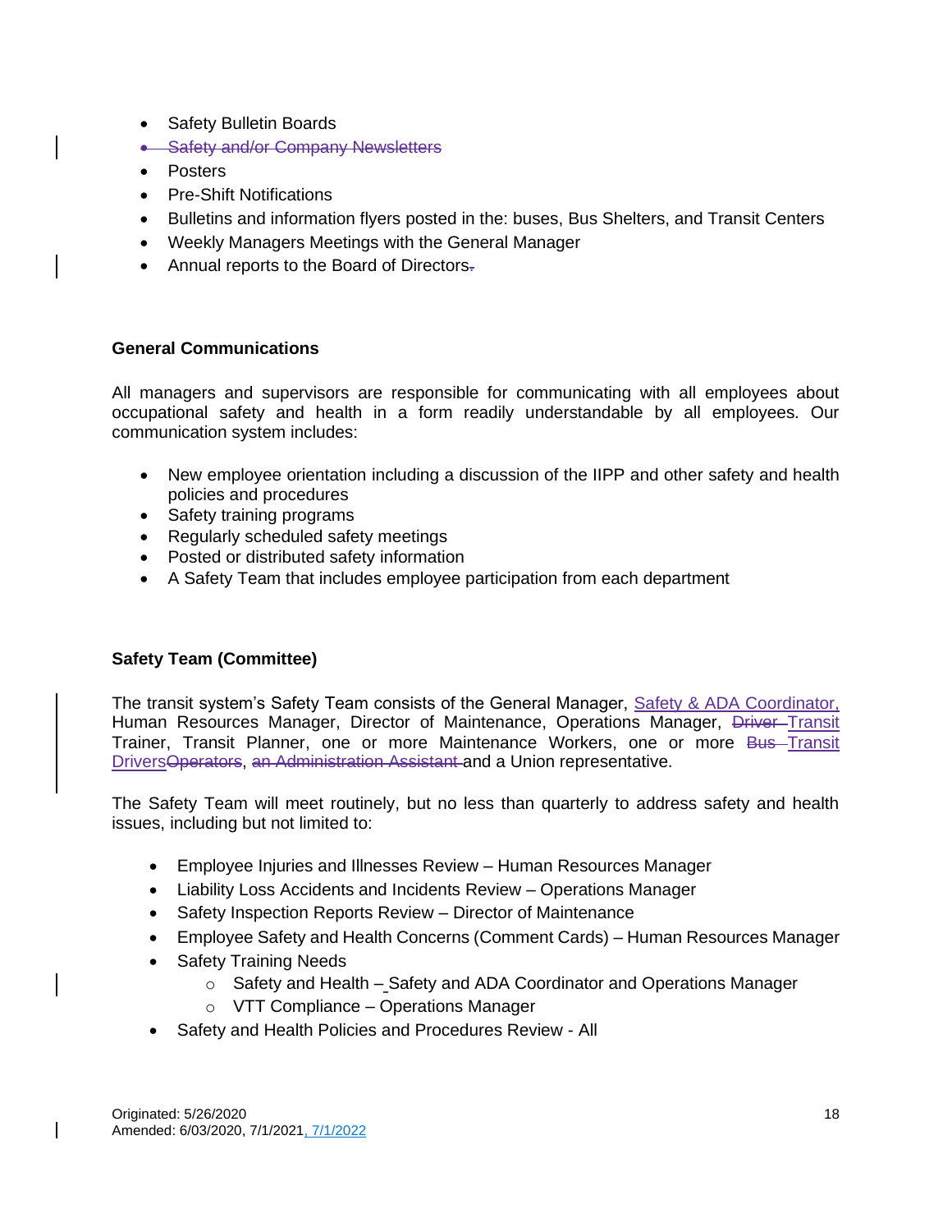- Safety Bulletin Boards
- ~~Safety and/or Company Newsletters~~
- Posters
- Pre-Shift Notifications
- Bulletins and information flyers posted in the: buses, Bus Shelters, and Transit Centers
- Weekly Managers Meetings with the General Manager
- Annual reports to the Board of Directors~~.~~

### General Communications

All managers and supervisors are responsible for communicating with all employees about occupational safety and health in a form readily understandable by all employees. Our communication system includes:

- New employee orientation including a discussion of the IIPP and other safety and health policies and procedures
- Safety training programs
- Regularly scheduled safety meetings
- Posted or distributed safety information
- A Safety Team that includes employee participation from each department

### Safety Team (Committee)

The transit system's Safety Team consists of the General Manager, Safety & ADA Coordinator, Human Resources Manager, Director of Maintenance, Operations Manager, ~~Driver~~ Transit Trainer, Transit Planner, one or more Maintenance Workers, one or more ~~Bus~~ Transit Drivers~~Operators~~, ~~an Administration Assistant~~ and a Union representative.

The Safety Team will meet routinely, but no less than quarterly to address safety and health issues, including but not limited to:

- Employee Injuries and Illnesses Review – Human Resources Manager
- Liability Loss Accidents and Incidents Review – Operations Manager
- Safety Inspection Reports Review – Director of Maintenance
- Employee Safety and Health Concerns (Comment Cards) – Human Resources Manager
- Safety Training Needs
  - Safety and Health – Safety and ADA Coordinator and Operations Manager
  - VTT Compliance – Operations Manager
- Safety and Health Policies and Procedures Review - All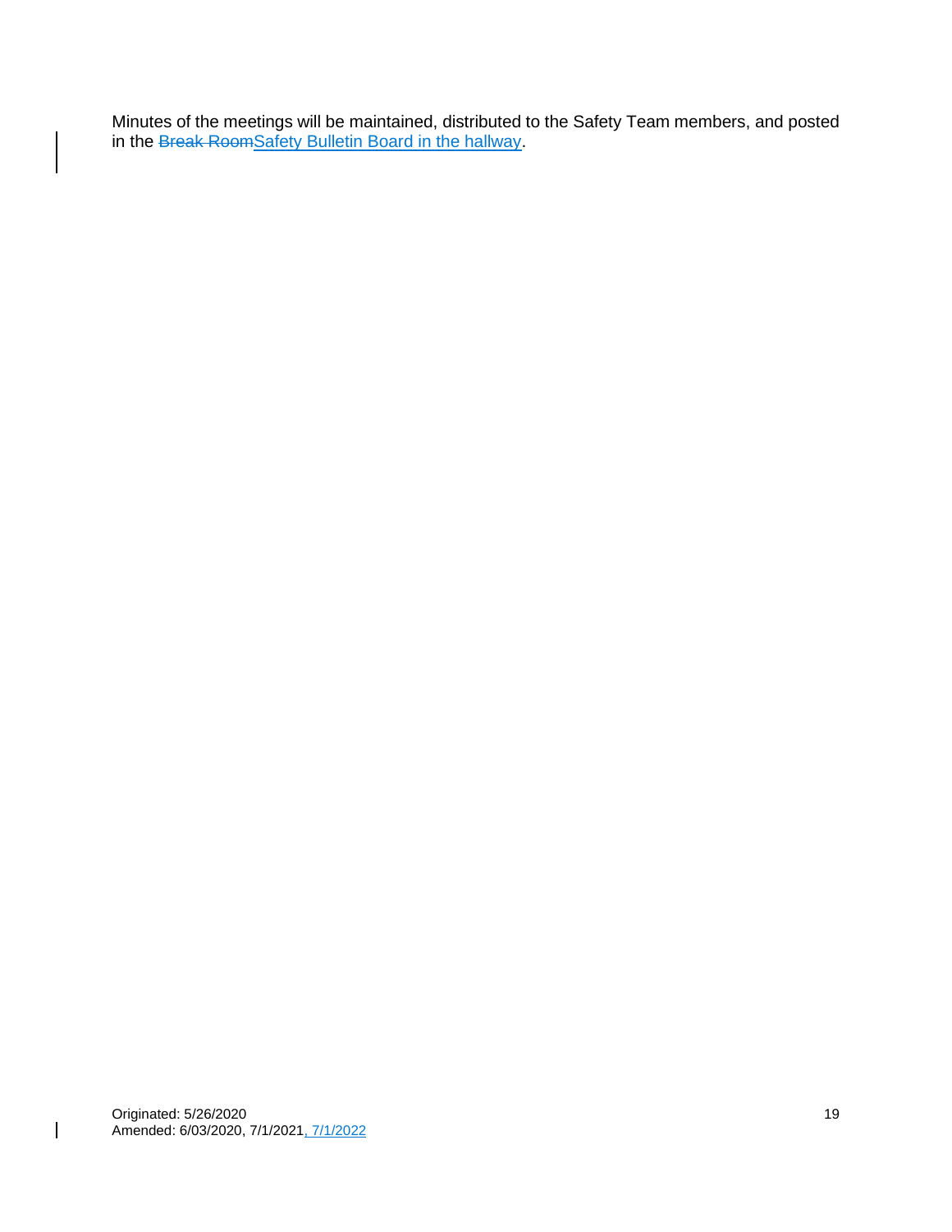Minutes of the meetings will be maintained, distributed to the Safety Team members, and posted in the ~~Break Room~~Safety Bulletin Board in the hallway.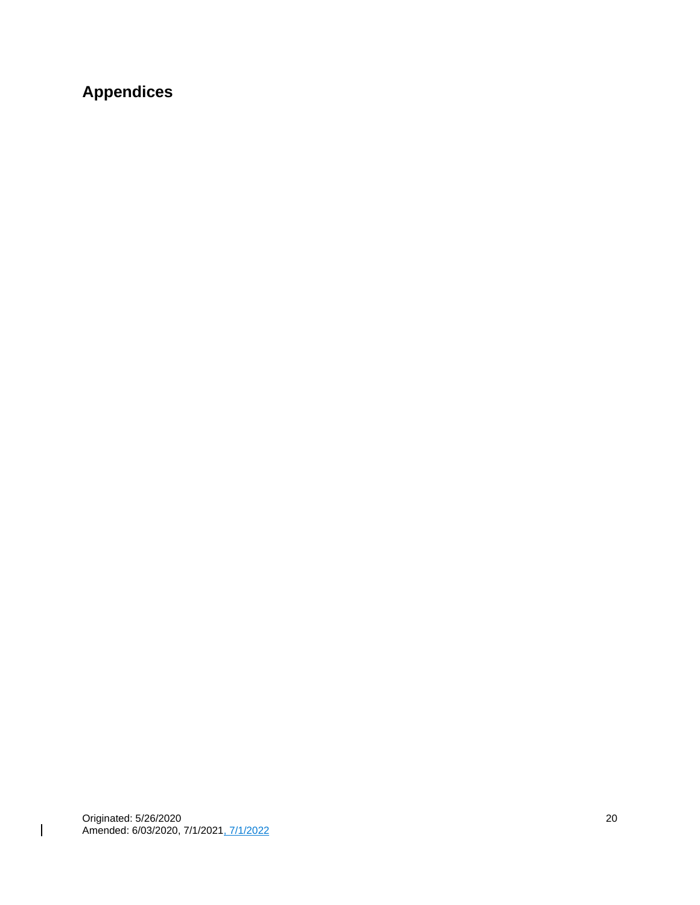# Appendices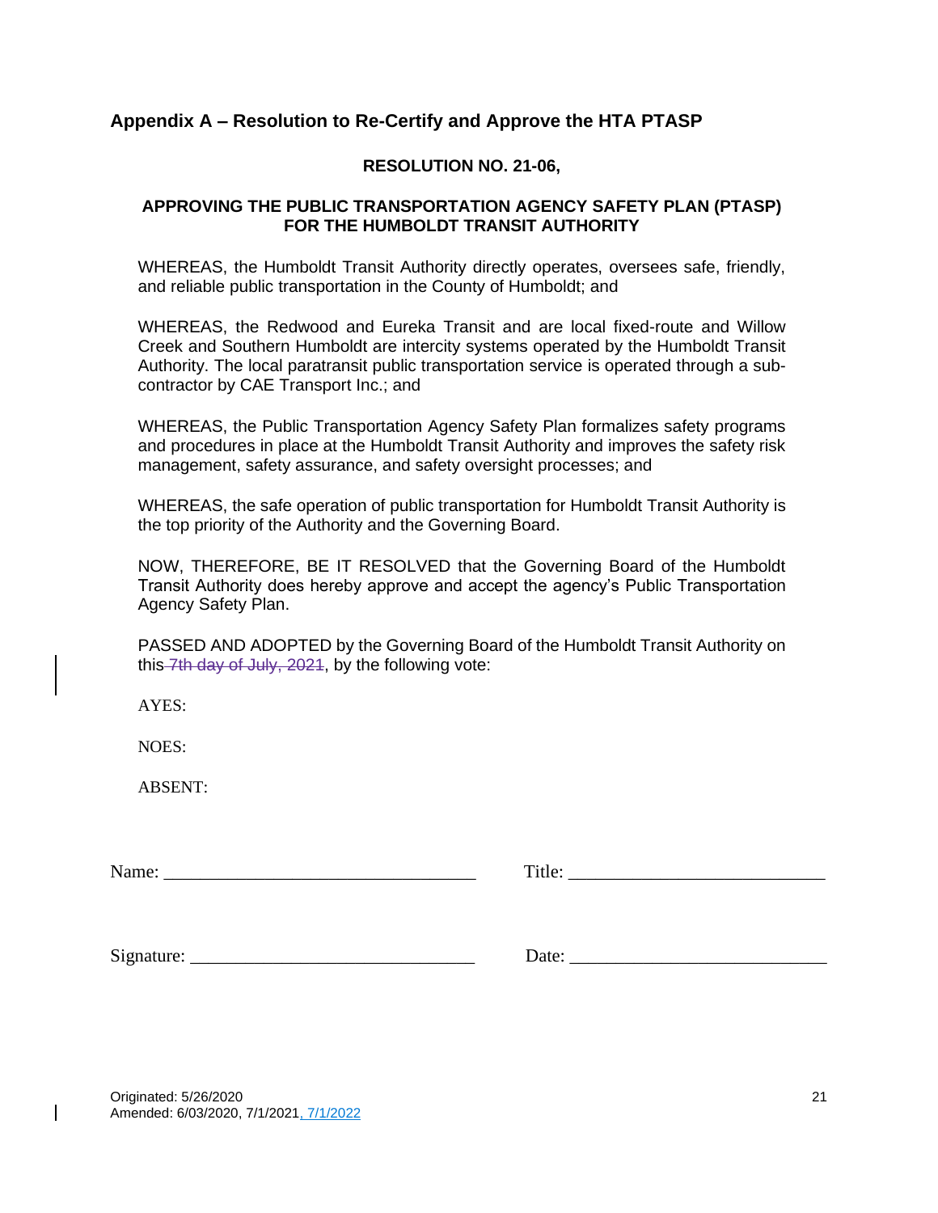## Appendix A – Resolution to Re-Certify and Approve the HTA PTASP

**RESOLUTION NO. 21-06,**

**APPROVING THE PUBLIC TRANSPORTATION AGENCY SAFETY PLAN (PTASP) FOR THE HUMBOLDT TRANSIT AUTHORITY**

WHEREAS, the Humboldt Transit Authority directly operates, oversees safe, friendly, and reliable public transportation in the County of Humboldt; and

WHEREAS, the Redwood and Eureka Transit and are local fixed-route and Willow Creek and Southern Humboldt are intercity systems operated by the Humboldt Transit Authority. The local paratransit public transportation service is operated through a sub-contractor by CAE Transport Inc.; and

WHEREAS, the Public Transportation Agency Safety Plan formalizes safety programs and procedures in place at the Humboldt Transit Authority and improves the safety risk management, safety assurance, and safety oversight processes; and

WHEREAS, the safe operation of public transportation for Humboldt Transit Authority is the top priority of the Authority and the Governing Board.

NOW, THEREFORE, BE IT RESOLVED that the Governing Board of the Humboldt Transit Authority does hereby approve and accept the agency's Public Transportation Agency Safety Plan.

PASSED AND ADOPTED by the Governing Board of the Humboldt Transit Authority on this ~~7th day of July, 2021~~, by the following vote:

AYES:

NOES:

ABSENT:

Name: ______________________________ Title: ______________________________

Signature: ___________________________ Date: ______________________________

Originated: 5/26/2020
Amended: 6/03/2020, 7/1/2021, 7/1/2022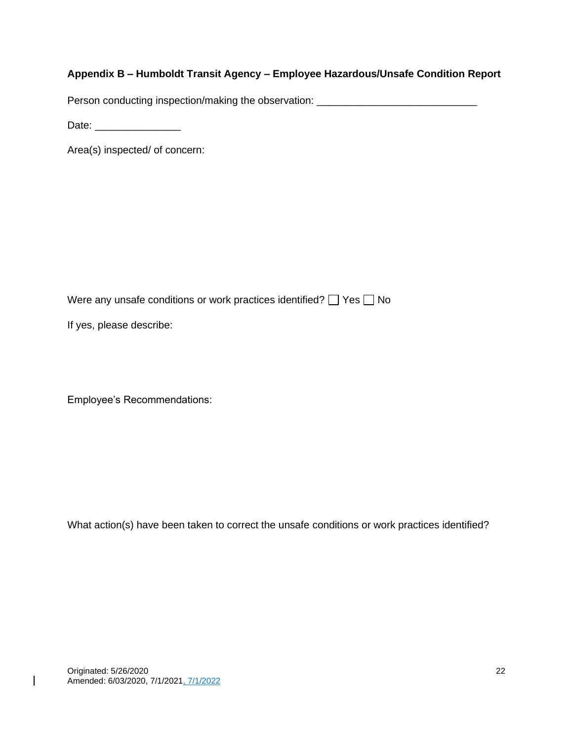**Appendix B – Humboldt Transit Agency – Employee Hazardous/Unsafe Condition Report**

Person conducting inspection/making the observation: ____________________________

Date: _______________

Area(s) inspected/ of concern:

Were any unsafe conditions or work practices identified? ☐ Yes ☐ No

If yes, please describe:

Employee's Recommendations:

What action(s) have been taken to correct the unsafe conditions or work practices identified?

Originated: 5/26/2020
Amended: 6/03/2020, 7/1/2021, 7/1/2022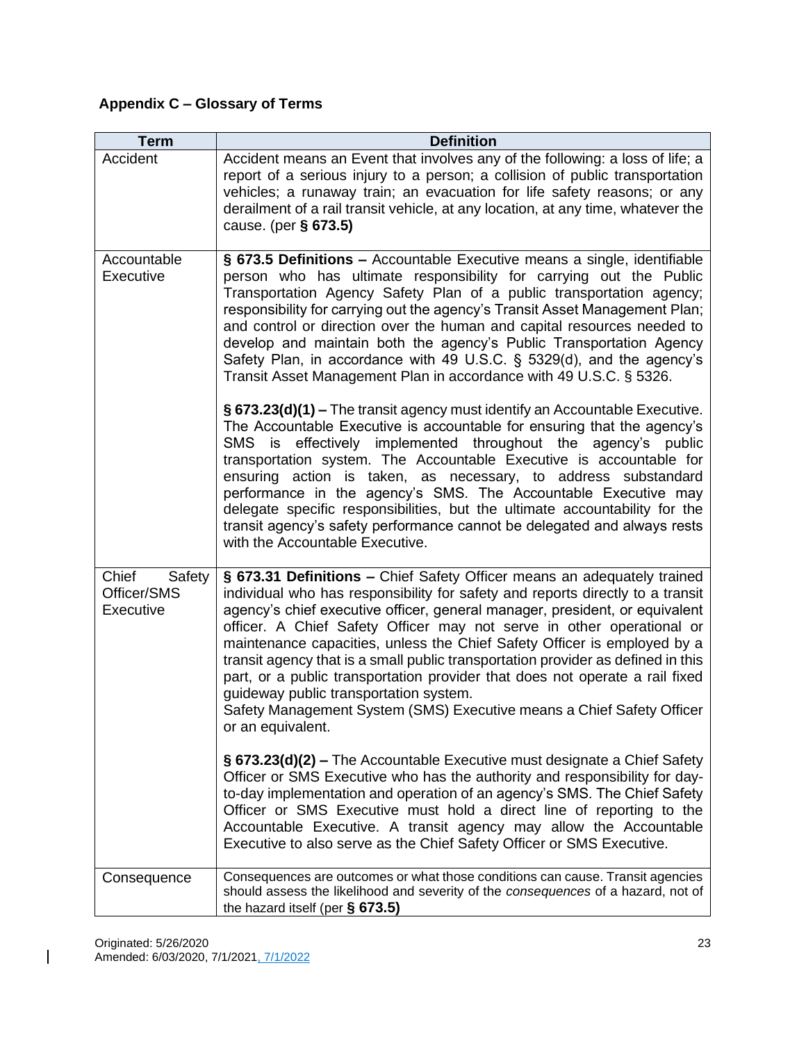## Appendix C – Glossary of Terms

| Term | Definition |
|---|---|
| Accident | Accident means an Event that involves any of the following: a loss of life; a report of a serious injury to a person; a collision of public transportation vehicles; a runaway train; an evacuation for life safety reasons; or any derailment of a rail transit vehicle, at any location, at any time, whatever the cause. (per **§ 673.5)** |
| Accountable Executive | **§ 673.5 Definitions –** Accountable Executive means a single, identifiable person who has ultimate responsibility for carrying out the Public Transportation Agency Safety Plan of a public transportation agency; responsibility for carrying out the agency's Transit Asset Management Plan; and control or direction over the human and capital resources needed to develop and maintain both the agency's Public Transportation Agency Safety Plan, in accordance with 49 U.S.C. § 5329(d), and the agency's Transit Asset Management Plan in accordance with 49 U.S.C. § 5326.<br><br>**§ 673.23(d)(1) –** The transit agency must identify an Accountable Executive. The Accountable Executive is accountable for ensuring that the agency's SMS is effectively implemented throughout the agency's public transportation system. The Accountable Executive is accountable for ensuring action is taken, as necessary, to address substandard performance in the agency's SMS. The Accountable Executive may delegate specific responsibilities, but the ultimate accountability for the transit agency's safety performance cannot be delegated and always rests with the Accountable Executive. |
| Chief Safety Officer/SMS Executive | **§ 673.31 Definitions –** Chief Safety Officer means an adequately trained individual who has responsibility for safety and reports directly to a transit agency's chief executive officer, general manager, president, or equivalent officer. A Chief Safety Officer may not serve in other operational or maintenance capacities, unless the Chief Safety Officer is employed by a transit agency that is a small public transportation provider as defined in this part, or a public transportation provider that does not operate a rail fixed guideway public transportation system.<br>Safety Management System (SMS) Executive means a Chief Safety Officer or an equivalent.<br><br>**§ 673.23(d)(2) –** The Accountable Executive must designate a Chief Safety Officer or SMS Executive who has the authority and responsibility for day-to-day implementation and operation of an agency's SMS. The Chief Safety Officer or SMS Executive must hold a direct line of reporting to the Accountable Executive. A transit agency may allow the Accountable Executive to also serve as the Chief Safety Officer or SMS Executive. |
| Consequence | Consequences are outcomes or what those conditions can cause. Transit agencies should assess the likelihood and severity of the *consequences* of a hazard, not of the hazard itself (per **§ 673.5)** |

Originated: 5/26/2020
Amended: 6/03/2020, 7/1/2021, 7/1/2022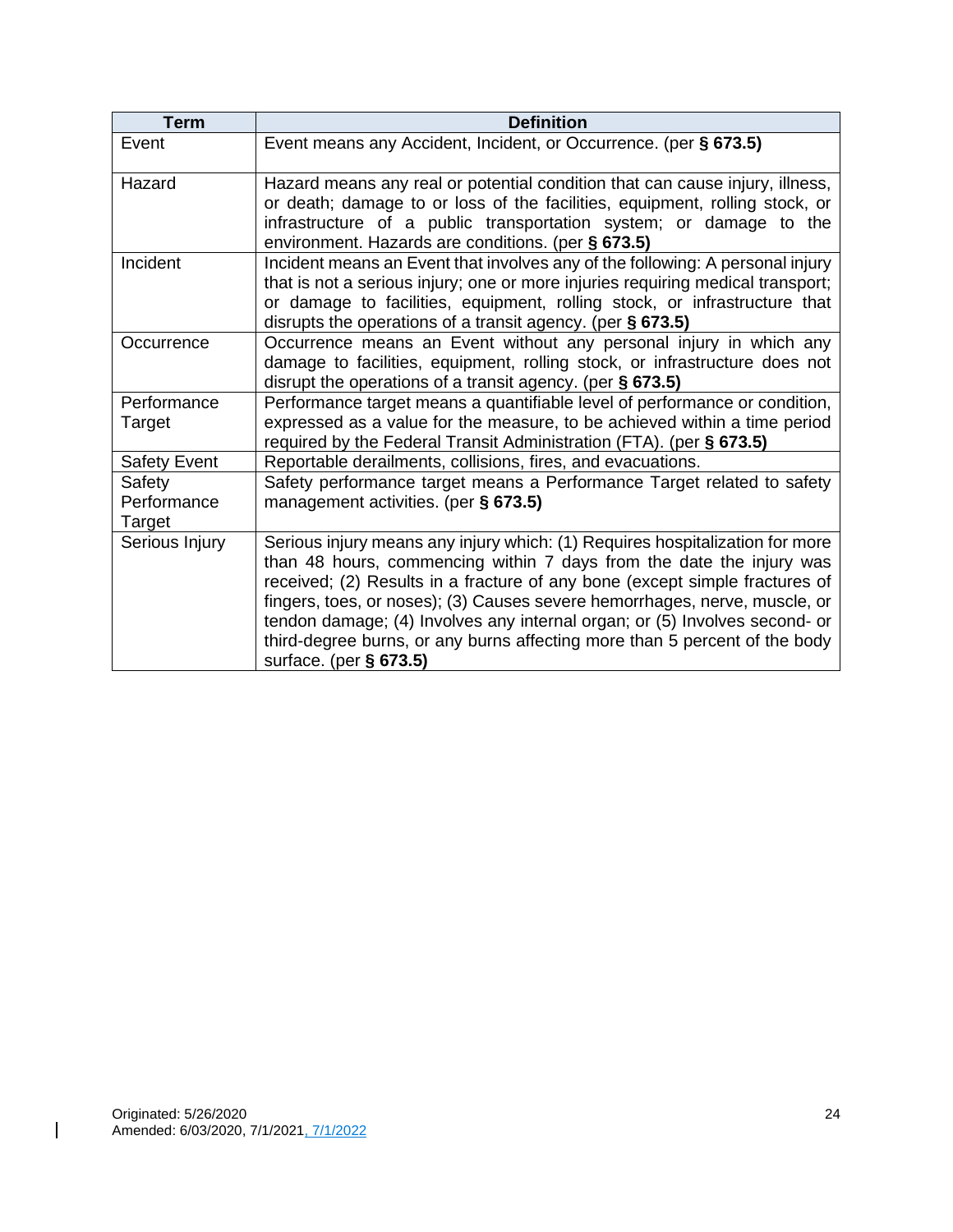| Term | Definition |
| --- | --- |
| Event | Event means any Accident, Incident, or Occurrence. (per **§ 673.5)** |
| Hazard | Hazard means any real or potential condition that can cause injury, illness, or death; damage to or loss of the facilities, equipment, rolling stock, or infrastructure of a public transportation system; or damage to the environment. Hazards are conditions. (per **§ 673.5)** |
| Incident | Incident means an Event that involves any of the following: A personal injury that is not a serious injury; one or more injuries requiring medical transport; or damage to facilities, equipment, rolling stock, or infrastructure that disrupts the operations of a transit agency. (per **§ 673.5)** |
| Occurrence | Occurrence means an Event without any personal injury in which any damage to facilities, equipment, rolling stock, or infrastructure does not disrupt the operations of a transit agency. (per **§ 673.5)** |
| Performance Target | Performance target means a quantifiable level of performance or condition, expressed as a value for the measure, to be achieved within a time period required by the Federal Transit Administration (FTA). (per **§ 673.5)** |
| Safety Event | Reportable derailments, collisions, fires, and evacuations. |
| Safety Performance Target | Safety performance target means a Performance Target related to safety management activities. (per **§ 673.5)** |
| Serious Injury | Serious injury means any injury which: (1) Requires hospitalization for more than 48 hours, commencing within 7 days from the date the injury was received; (2) Results in a fracture of any bone (except simple fractures of fingers, toes, or noses); (3) Causes severe hemorrhages, nerve, muscle, or tendon damage; (4) Involves any internal organ; or (5) Involves second- or third-degree burns, or any burns affecting more than 5 percent of the body surface. (per **§ 673.5)** |

Originated: 5/26/2020
Amended: 6/03/2020, 7/1/2021, 7/1/2022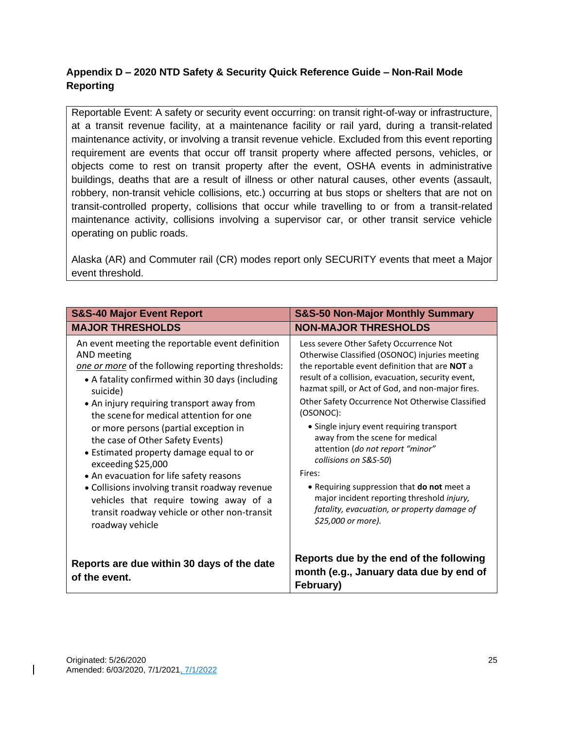## Appendix D – 2020 NTD Safety & Security Quick Reference Guide – Non-Rail Mode Reporting

Reportable Event: A safety or security event occurring: on transit right-of-way or infrastructure, at a transit revenue facility, at a maintenance facility or rail yard, during a transit-related maintenance activity, or involving a transit revenue vehicle. Excluded from this event reporting requirement are events that occur off transit property where affected persons, vehicles, or objects come to rest on transit property after the event, OSHA events in administrative buildings, deaths that are a result of illness or other natural causes, other events (assault, robbery, non-transit vehicle collisions, etc.) occurring at bus stops or shelters that are not on transit-controlled property, collisions that occur while travelling to or from a transit-related maintenance activity, collisions involving a supervisor car, or other transit service vehicle operating on public roads.

Alaska (AR) and Commuter rail (CR) modes report only SECURITY events that meet a Major event threshold.

| **S&S-40 Major Event Report** | **S&S-50 Non-Major Monthly Summary** |
|---|---|
| **MAJOR THRESHOLDS** | **NON-MAJOR THRESHOLDS** |
| An event meeting the reportable event definition AND meeting <u>*one or more*</u> of the following reporting thresholds:<br>• A fatality confirmed within 30 days (including suicide)<br>• An injury requiring transport away from the scene for medical attention for one or more persons (partial exception in the case of Other Safety Events)<br>• Estimated property damage equal to or exceeding $25,000<br>• An evacuation for life safety reasons<br>• Collisions involving transit roadway revenue vehicles that require towing away of a transit roadway vehicle or other non-transit roadway vehicle | Less severe Other Safety Occurrence Not Otherwise Classified (OSONOC) injuries meeting the reportable event definition that are **NOT** a result of a collision, evacuation, security event, hazmat spill, or Act of God, and non-major fires.<br>Other Safety Occurrence Not Otherwise Classified (OSONOC):<br>• Single injury event requiring transport away from the scene for medical attention (*do not report "minor" collisions on S&S-50*)<br>Fires:<br>• Requiring suppression that **do not** meet a major incident reporting threshold *injury, fatality, evacuation, or property damage of $25,000 or more).* |
| **Reports are due within 30 days of the date of the event.** | **Reports due by the end of the following month (e.g., January data due by end of February)** |

Originated: 5/26/2020
Amended: 6/03/2020, 7/1/2021, 7/1/2022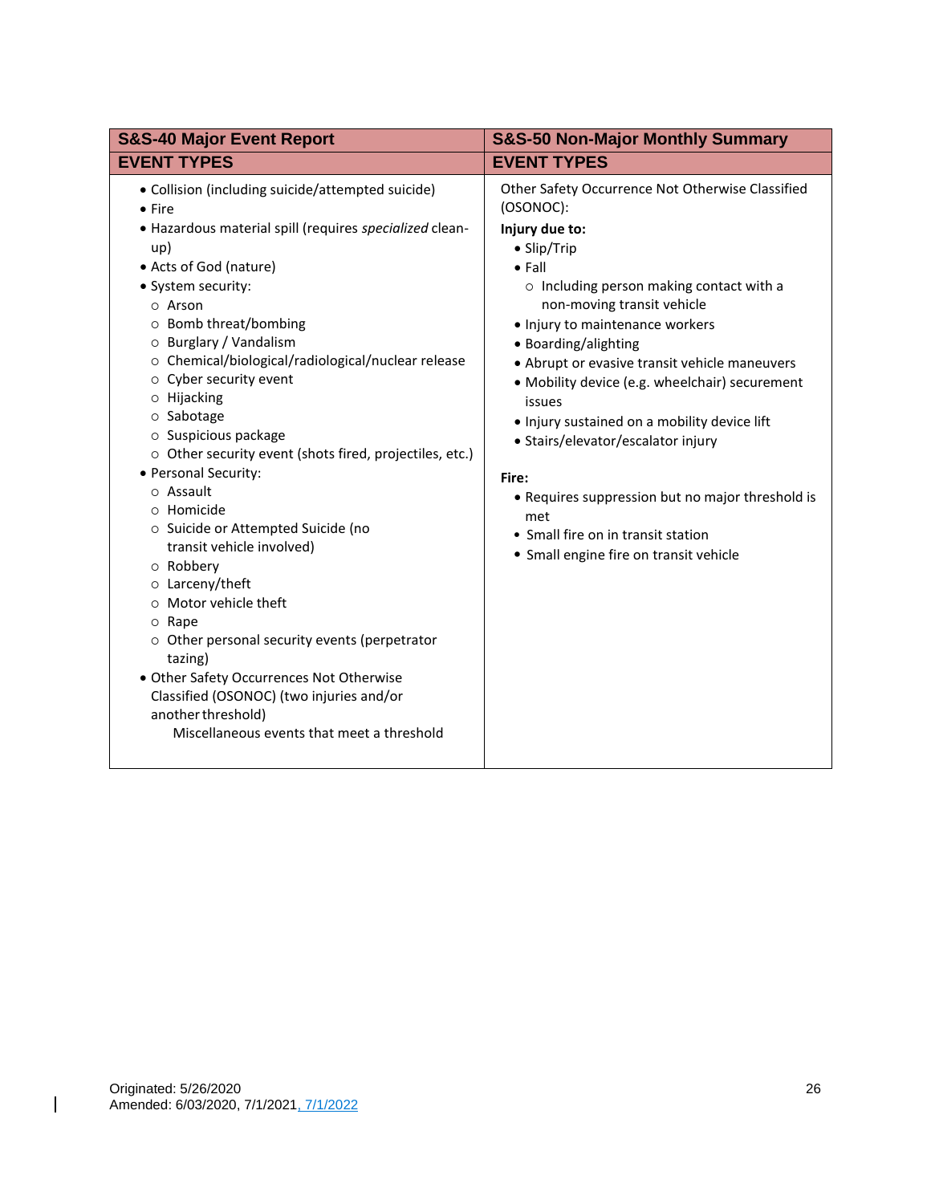| S&S-40 Major Event Report | S&S-50 Non-Major Monthly Summary |
|---|---|
| **EVENT TYPES** | **EVENT TYPES** |
| • Collision (including suicide/attempted suicide)<br>• Fire<br>• Hazardous material spill (requires *specialized* clean-up)<br>• Acts of God (nature)<br>• System security:<br>  ○ Arson<br>  ○ Bomb threat/bombing<br>  ○ Burglary / Vandalism<br>  ○ Chemical/biological/radiological/nuclear release<br>  ○ Cyber security event<br>  ○ Hijacking<br>  ○ Sabotage<br>  ○ Suspicious package<br>  ○ Other security event (shots fired, projectiles, etc.)<br>• Personal Security:<br>  ○ Assault<br>  ○ Homicide<br>  ○ Suicide or Attempted Suicide (no transit vehicle involved)<br>  ○ Robbery<br>  ○ Larceny/theft<br>  ○ Motor vehicle theft<br>  ○ Rape<br>  ○ Other personal security events (perpetrator tazing)<br>• Other Safety Occurrences Not Otherwise Classified (OSONOC) (two injuries and/or another threshold)<br>  Miscellaneous events that meet a threshold | Other Safety Occurrence Not Otherwise Classified (OSONOC):<br>**Injury due to:**<br>• Slip/Trip<br>• Fall<br>  ○ Including person making contact with a non-moving transit vehicle<br>• Injury to maintenance workers<br>• Boarding/alighting<br>• Abrupt or evasive transit vehicle maneuvers<br>• Mobility device (e.g. wheelchair) securement issues<br>• Injury sustained on a mobility device lift<br>• Stairs/elevator/escalator injury<br><br>**Fire:**<br>• Requires suppression but no major threshold is met<br>• Small fire on in transit station<br>• Small engine fire on transit vehicle |

Originated: 5/26/2020
Amended: 6/03/2020, 7/1/2021, 7/1/2022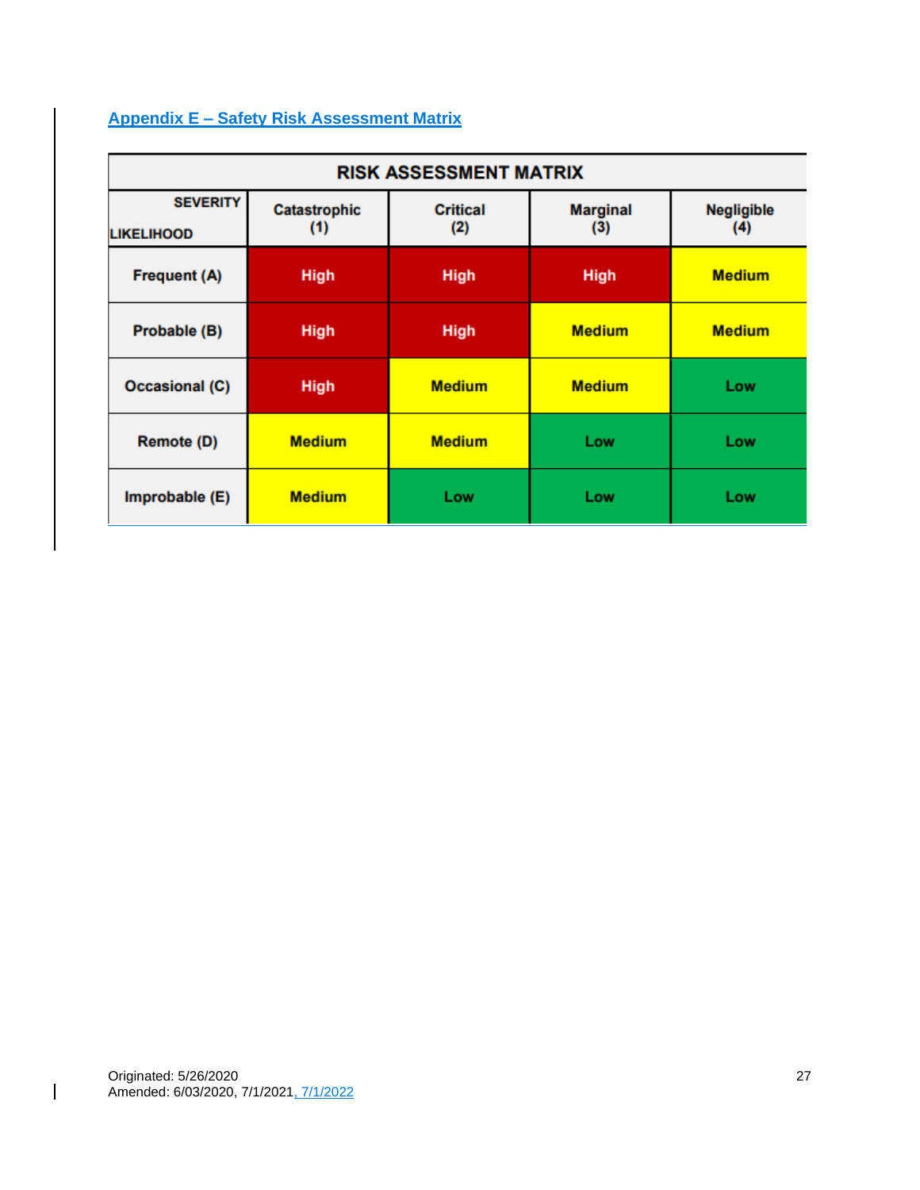## Appendix E – Safety Risk Assessment Matrix

| RISK ASSESSMENT MATRIX | | | | |
|---|---|---|---|---|
| SEVERITY / LIKELIHOOD | Catastrophic (1) | Critical (2) | Marginal (3) | Negligible (4) |
| Frequent (A) | High | High | High | Medium |
| Probable (B) | High | High | Medium | Medium |
| Occasional (C) | High | Medium | Medium | Low |
| Remote (D) | Medium | Medium | Low | Low |
| Improbable (E) | Medium | Low | Low | Low |

Originated: 5/26/2020
Amended: 6/03/2020, 7/1/2021, 7/1/2022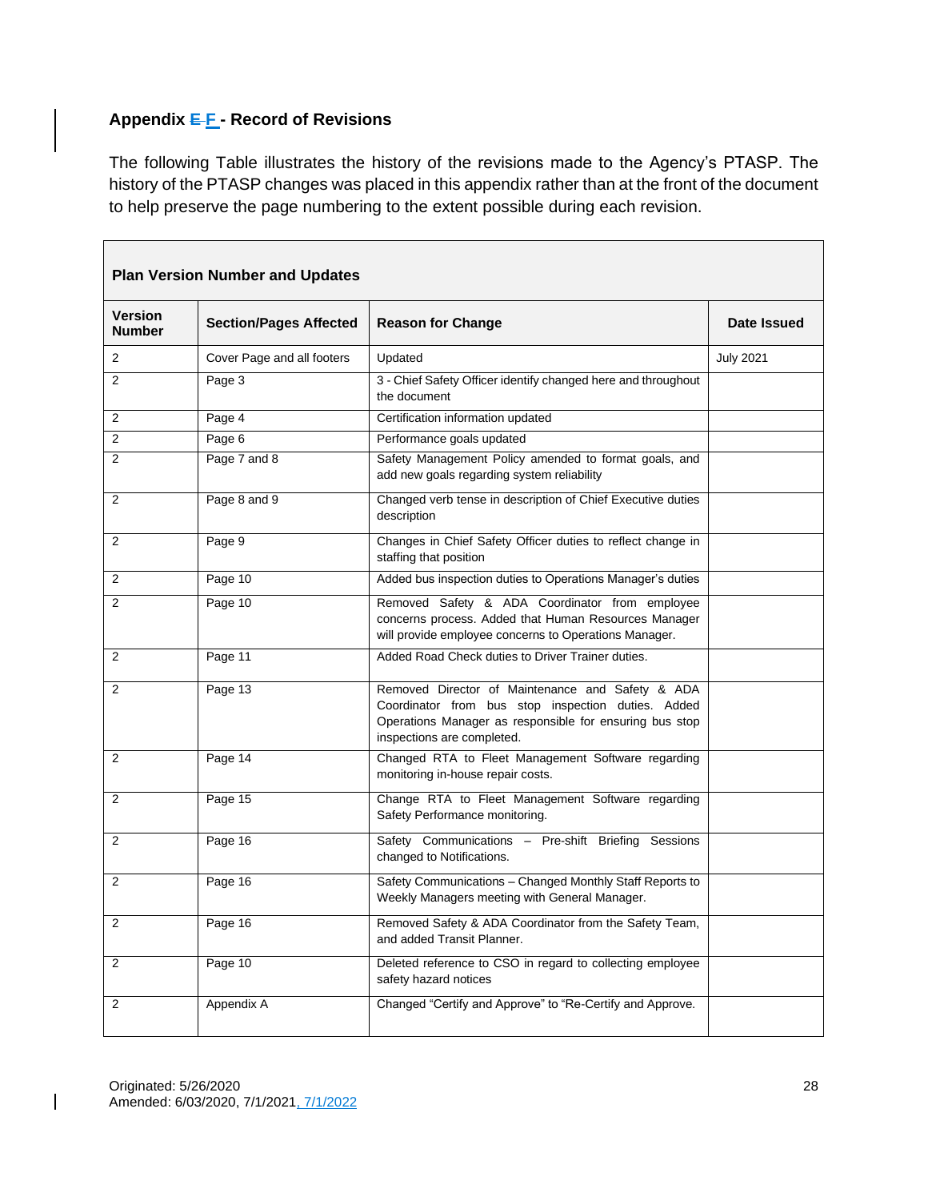## Appendix ~~E~~ F - Record of Revisions

The following Table illustrates the history of the revisions made to the Agency's PTASP. The history of the PTASP changes was placed in this appendix rather than at the front of the document to help preserve the page numbering to the extent possible during each revision.

| Plan Version Number and Updates | | | |
|---|---|---|---|
| **Version Number** | **Section/Pages Affected** | **Reason for Change** | **Date Issued** |
| 2 | Cover Page and all footers | Updated | July 2021 |
| 2 | Page 3 | 3 - Chief Safety Officer identify changed here and throughout the document | |
| 2 | Page 4 | Certification information updated | |
| 2 | Page 6 | Performance goals updated | |
| 2 | Page 7 and 8 | Safety Management Policy amended to format goals, and add new goals regarding system reliability | |
| 2 | Page 8 and 9 | Changed verb tense in description of Chief Executive duties description | |
| 2 | Page 9 | Changes in Chief Safety Officer duties to reflect change in staffing that position | |
| 2 | Page 10 | Added bus inspection duties to Operations Manager's duties | |
| 2 | Page 10 | Removed Safety & ADA Coordinator from employee concerns process. Added that Human Resources Manager will provide employee concerns to Operations Manager. | |
| 2 | Page 11 | Added Road Check duties to Driver Trainer duties. | |
| 2 | Page 13 | Removed Director of Maintenance and Safety & ADA Coordinator from bus stop inspection duties. Added Operations Manager as responsible for ensuring bus stop inspections are completed. | |
| 2 | Page 14 | Changed RTA to Fleet Management Software regarding monitoring in-house repair costs. | |
| 2 | Page 15 | Change RTA to Fleet Management Software regarding Safety Performance monitoring. | |
| 2 | Page 16 | Safety Communications – Pre-shift Briefing Sessions changed to Notifications. | |
| 2 | Page 16 | Safety Communications – Changed Monthly Staff Reports to Weekly Managers meeting with General Manager. | |
| 2 | Page 16 | Removed Safety & ADA Coordinator from the Safety Team, and added Transit Planner. | |
| 2 | Page 10 | Deleted reference to CSO in regard to collecting employee safety hazard notices | |
| 2 | Appendix A | Changed "Certify and Approve" to "Re-Certify and Approve. | |